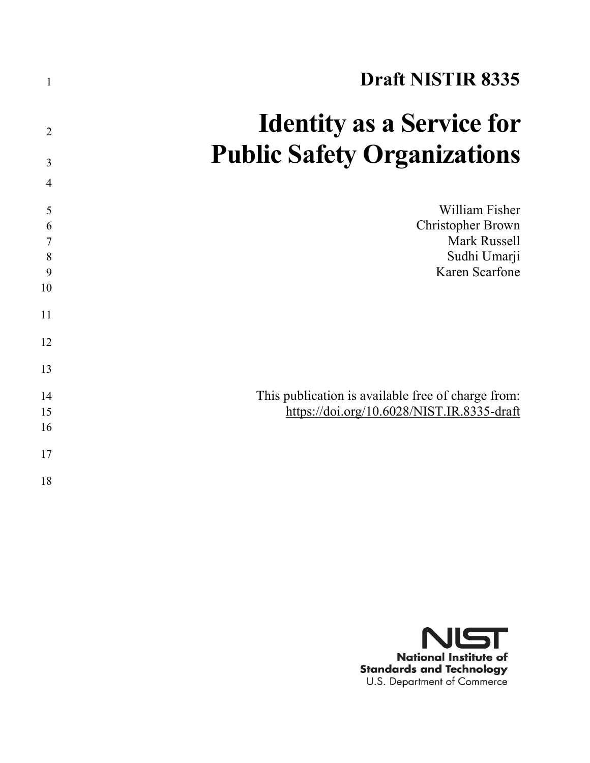# Draft NISTIR 8335

# Identity as a Service for Public Safety Organizations

William Fisher
Christopher Brown
Mark Russell
Sudhi Umarji
Karen Scarfone

This publication is available free of charge from:
https://doi.org/10.6028/NIST.IR.8335-draft

**National Institute of Standards and Technology**
U.S. Department of Commerce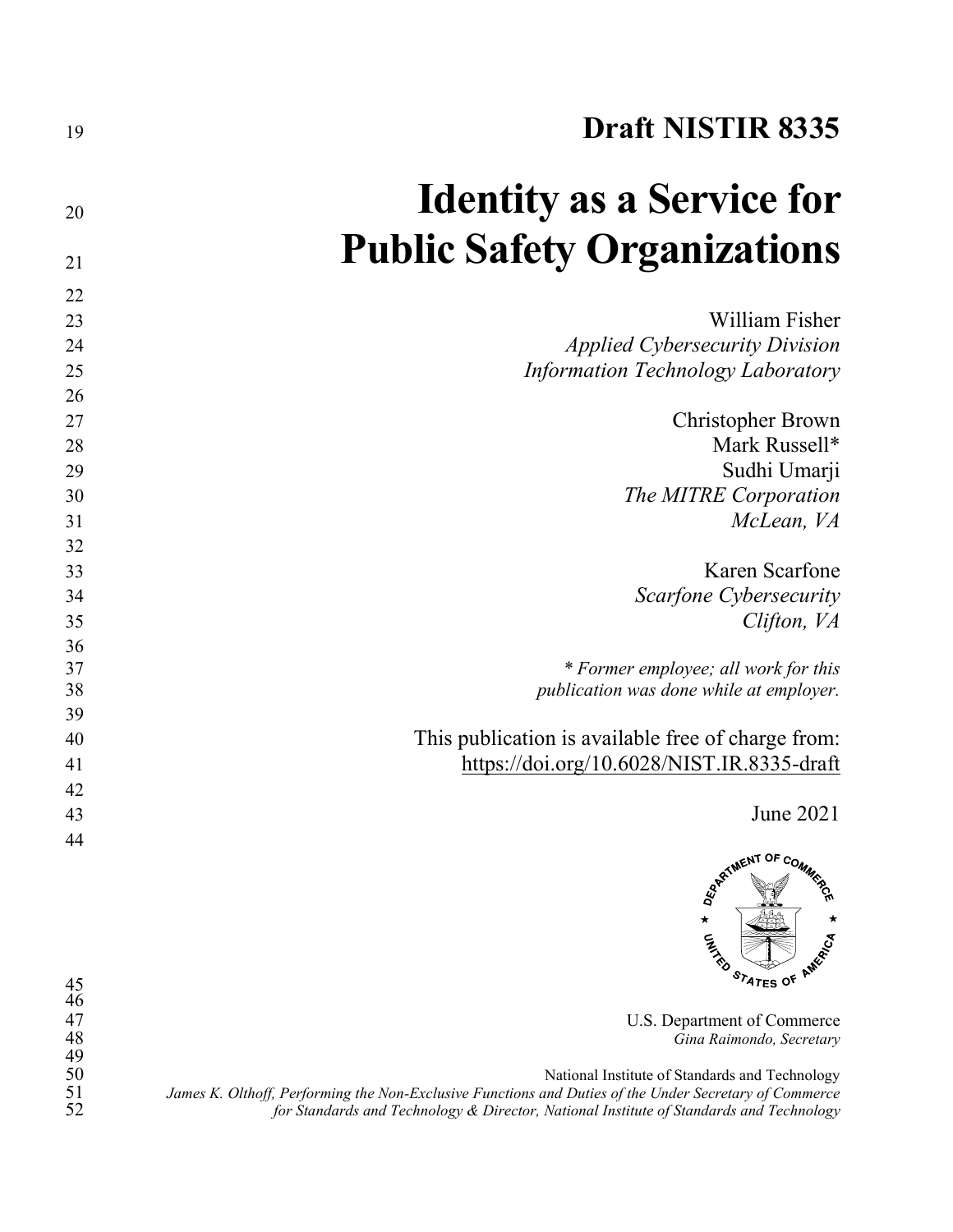# Draft NISTIR 8335

# Identity as a Service for Public Safety Organizations

William Fisher
*Applied Cybersecurity Division*
*Information Technology Laboratory*

Christopher Brown
Mark Russell*
Sudhi Umarji
*The MITRE Corporation*
*McLean, VA*

Karen Scarfone
*Scarfone Cybersecurity*
*Clifton, VA*

** Former employee; all work for this publication was done while at employer.*

This publication is available free of charge from:
https://doi.org/10.6028/NIST.IR.8335-draft

June 2021

U.S. Department of Commerce
*Gina Raimondo, Secretary*

National Institute of Standards and Technology
*James K. Olthoff, Performing the Non-Exclusive Functions and Duties of the Under Secretary of Commerce for Standards and Technology & Director, National Institute of Standards and Technology*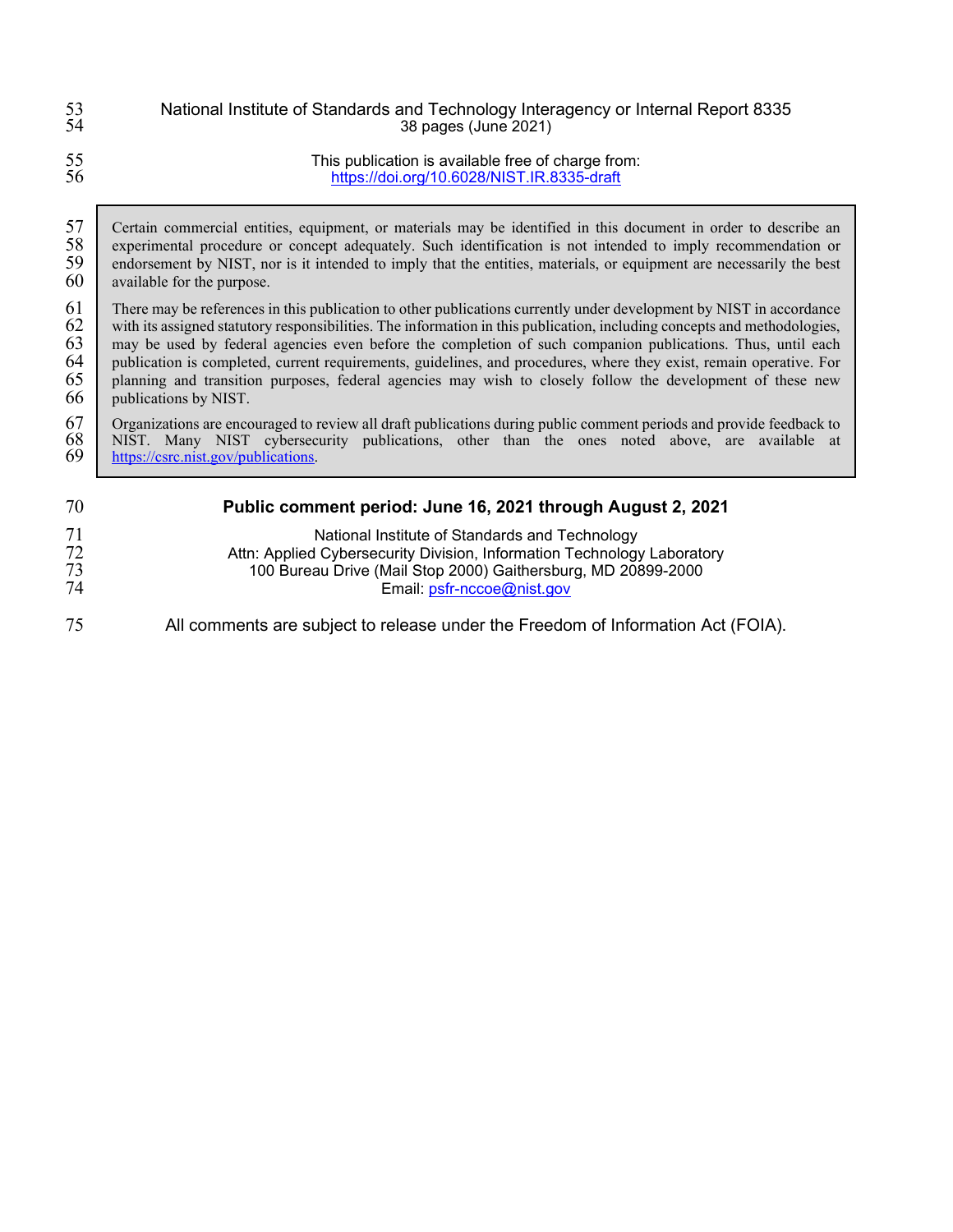National Institute of Standards and Technology Interagency or Internal Report 8335
38 pages (June 2021)

This publication is available free of charge from:
https://doi.org/10.6028/NIST.IR.8335-draft

Certain commercial entities, equipment, or materials may be identified in this document in order to describe an experimental procedure or concept adequately. Such identification is not intended to imply recommendation or endorsement by NIST, nor is it intended to imply that the entities, materials, or equipment are necessarily the best available for the purpose.

There may be references in this publication to other publications currently under development by NIST in accordance with its assigned statutory responsibilities. The information in this publication, including concepts and methodologies, may be used by federal agencies even before the completion of such companion publications. Thus, until each publication is completed, current requirements, guidelines, and procedures, where they exist, remain operative. For planning and transition purposes, federal agencies may wish to closely follow the development of these new publications by NIST.

Organizations are encouraged to review all draft publications during public comment periods and provide feedback to NIST. Many NIST cybersecurity publications, other than the ones noted above, are available at https://csrc.nist.gov/publications.

**Public comment period: June 16, 2021 through August 2, 2021**

National Institute of Standards and Technology
Attn: Applied Cybersecurity Division, Information Technology Laboratory
100 Bureau Drive (Mail Stop 2000) Gaithersburg, MD 20899-2000
Email: psfr-nccoe@nist.gov

All comments are subject to release under the Freedom of Information Act (FOIA).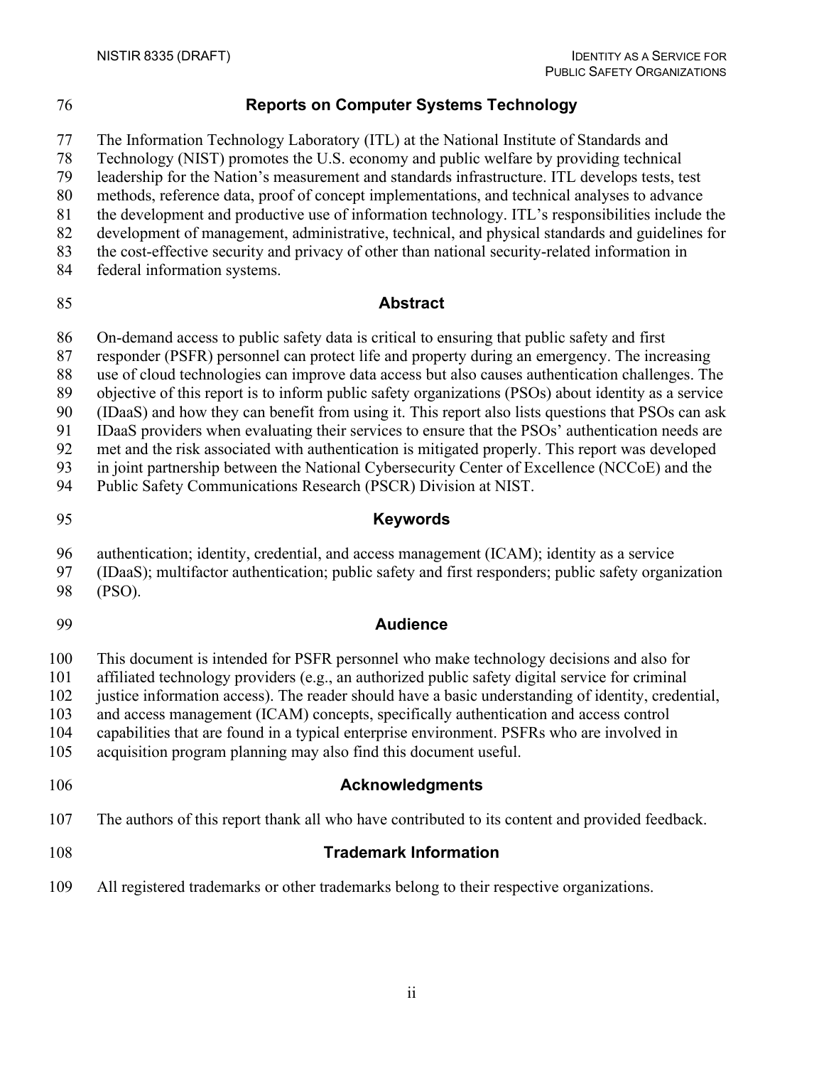## Reports on Computer Systems Technology

The Information Technology Laboratory (ITL) at the National Institute of Standards and Technology (NIST) promotes the U.S. economy and public welfare by providing technical leadership for the Nation's measurement and standards infrastructure. ITL develops tests, test methods, reference data, proof of concept implementations, and technical analyses to advance the development and productive use of information technology. ITL's responsibilities include the development of management, administrative, technical, and physical standards and guidelines for the cost-effective security and privacy of other than national security-related information in federal information systems.

## Abstract

On-demand access to public safety data is critical to ensuring that public safety and first responder (PSFR) personnel can protect life and property during an emergency. The increasing use of cloud technologies can improve data access but also causes authentication challenges. The objective of this report is to inform public safety organizations (PSOs) about identity as a service (IDaaS) and how they can benefit from using it. This report also lists questions that PSOs can ask IDaaS providers when evaluating their services to ensure that the PSOs' authentication needs are met and the risk associated with authentication is mitigated properly. This report was developed in joint partnership between the National Cybersecurity Center of Excellence (NCCoE) and the Public Safety Communications Research (PSCR) Division at NIST.

## Keywords

authentication; identity, credential, and access management (ICAM); identity as a service (IDaaS); multifactor authentication; public safety and first responders; public safety organization (PSO).

## Audience

This document is intended for PSFR personnel who make technology decisions and also for affiliated technology providers (e.g., an authorized public safety digital service for criminal justice information access). The reader should have a basic understanding of identity, credential, and access management (ICAM) concepts, specifically authentication and access control capabilities that are found in a typical enterprise environment. PSFRs who are involved in acquisition program planning may also find this document useful.

## Acknowledgments

The authors of this report thank all who have contributed to its content and provided feedback.

## Trademark Information

All registered trademarks or other trademarks belong to their respective organizations.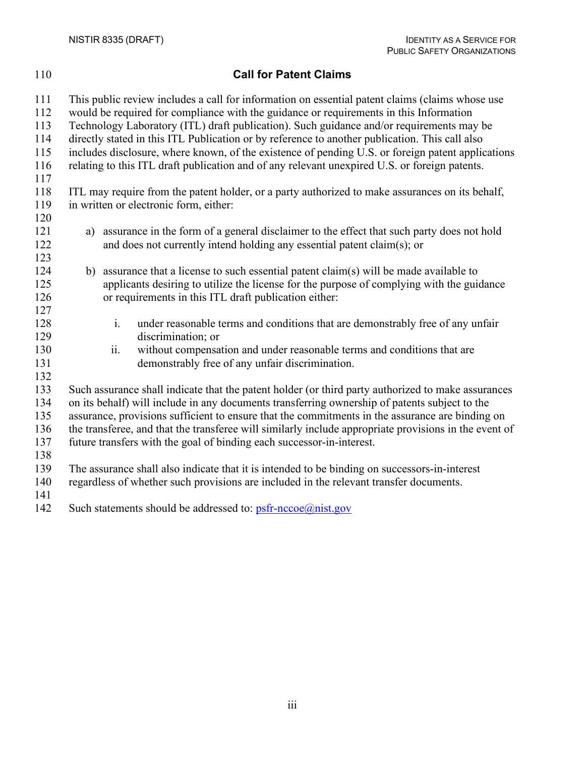## Call for Patent Claims

This public review includes a call for information on essential patent claims (claims whose use would be required for compliance with the guidance or requirements in this Information Technology Laboratory (ITL) draft publication). Such guidance and/or requirements may be directly stated in this ITL Publication or by reference to another publication. This call also includes disclosure, where known, of the existence of pending U.S. or foreign patent applications relating to this ITL draft publication and of any relevant unexpired U.S. or foreign patents.

ITL may require from the patent holder, or a party authorized to make assurances on its behalf, in written or electronic form, either:

a) assurance in the form of a general disclaimer to the effect that such party does not hold and does not currently intend holding any essential patent claim(s); or

b) assurance that a license to such essential patent claim(s) will be made available to applicants desiring to utilize the license for the purpose of complying with the guidance or requirements in this ITL draft publication either:

   i. under reasonable terms and conditions that are demonstrably free of any unfair discrimination; or
   ii. without compensation and under reasonable terms and conditions that are demonstrably free of any unfair discrimination.

Such assurance shall indicate that the patent holder (or third party authorized to make assurances on its behalf) will include in any documents transferring ownership of patents subject to the assurance, provisions sufficient to ensure that the commitments in the assurance are binding on the transferee, and that the transferee will similarly include appropriate provisions in the event of future transfers with the goal of binding each successor-in-interest.

The assurance shall also indicate that it is intended to be binding on successors-in-interest regardless of whether such provisions are included in the relevant transfer documents.

Such statements should be addressed to: psfr-nccoe@nist.gov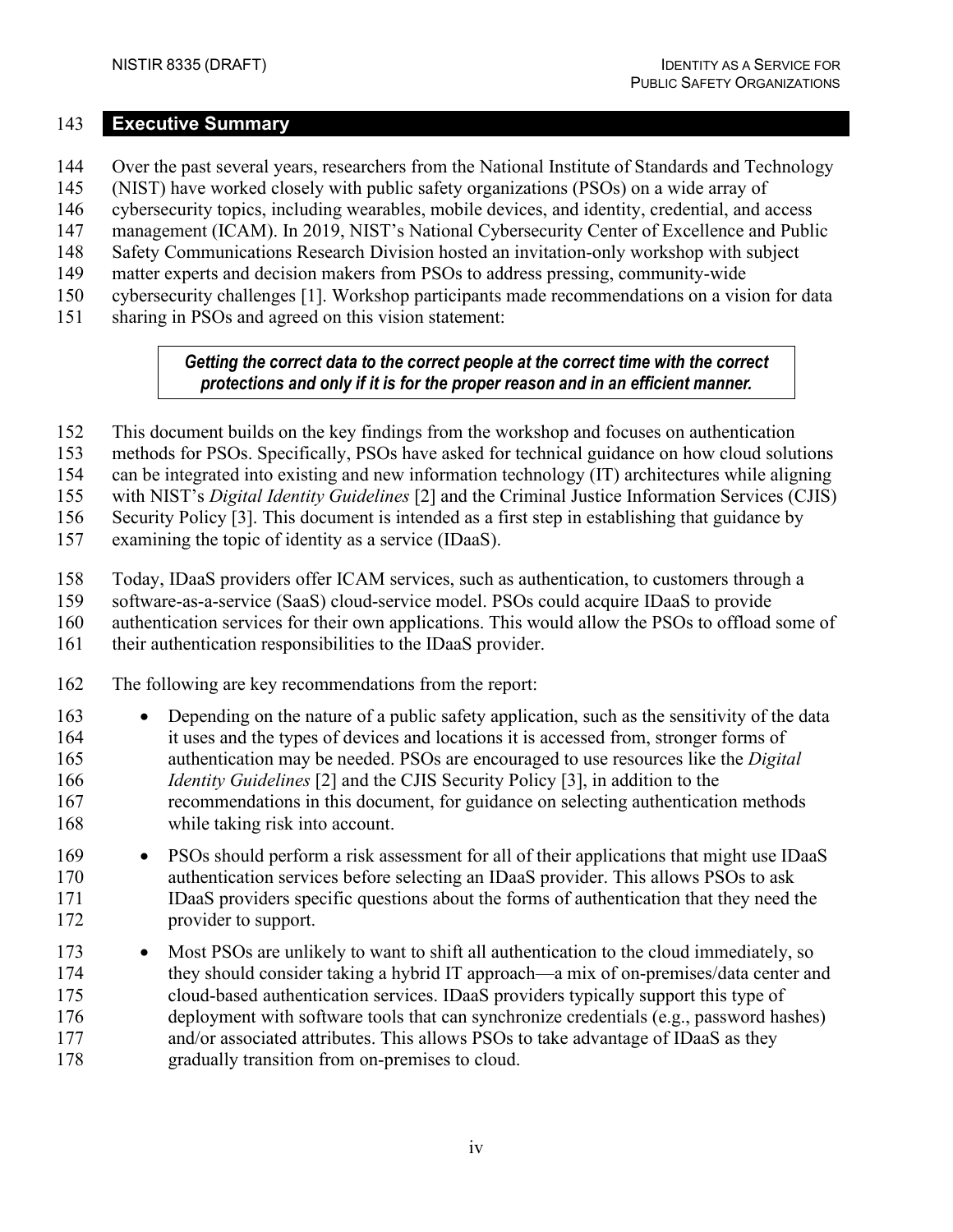# Executive Summary

Over the past several years, researchers from the National Institute of Standards and Technology (NIST) have worked closely with public safety organizations (PSOs) on a wide array of cybersecurity topics, including wearables, mobile devices, and identity, credential, and access management (ICAM). In 2019, NIST's National Cybersecurity Center of Excellence and Public Safety Communications Research Division hosted an invitation-only workshop with subject matter experts and decision makers from PSOs to address pressing, community-wide cybersecurity challenges [1]. Workshop participants made recommendations on a vision for data sharing in PSOs and agreed on this vision statement:

> ***Getting the correct data to the correct people at the correct time with the correct protections and only if it is for the proper reason and in an efficient manner.***

This document builds on the key findings from the workshop and focuses on authentication methods for PSOs. Specifically, PSOs have asked for technical guidance on how cloud solutions can be integrated into existing and new information technology (IT) architectures while aligning with NIST's *Digital Identity Guidelines* [2] and the Criminal Justice Information Services (CJIS) Security Policy [3]. This document is intended as a first step in establishing that guidance by examining the topic of identity as a service (IDaaS).

Today, IDaaS providers offer ICAM services, such as authentication, to customers through a software-as-a-service (SaaS) cloud-service model. PSOs could acquire IDaaS to provide authentication services for their own applications. This would allow the PSOs to offload some of their authentication responsibilities to the IDaaS provider.

The following are key recommendations from the report:

- Depending on the nature of a public safety application, such as the sensitivity of the data it uses and the types of devices and locations it is accessed from, stronger forms of authentication may be needed. PSOs are encouraged to use resources like the *Digital Identity Guidelines* [2] and the CJIS Security Policy [3], in addition to the recommendations in this document, for guidance on selecting authentication methods while taking risk into account.
- PSOs should perform a risk assessment for all of their applications that might use IDaaS authentication services before selecting an IDaaS provider. This allows PSOs to ask IDaaS providers specific questions about the forms of authentication that they need the provider to support.
- Most PSOs are unlikely to want to shift all authentication to the cloud immediately, so they should consider taking a hybrid IT approach—a mix of on-premises/data center and cloud-based authentication services. IDaaS providers typically support this type of deployment with software tools that can synchronize credentials (e.g., password hashes) and/or associated attributes. This allows PSOs to take advantage of IDaaS as they gradually transition from on-premises to cloud.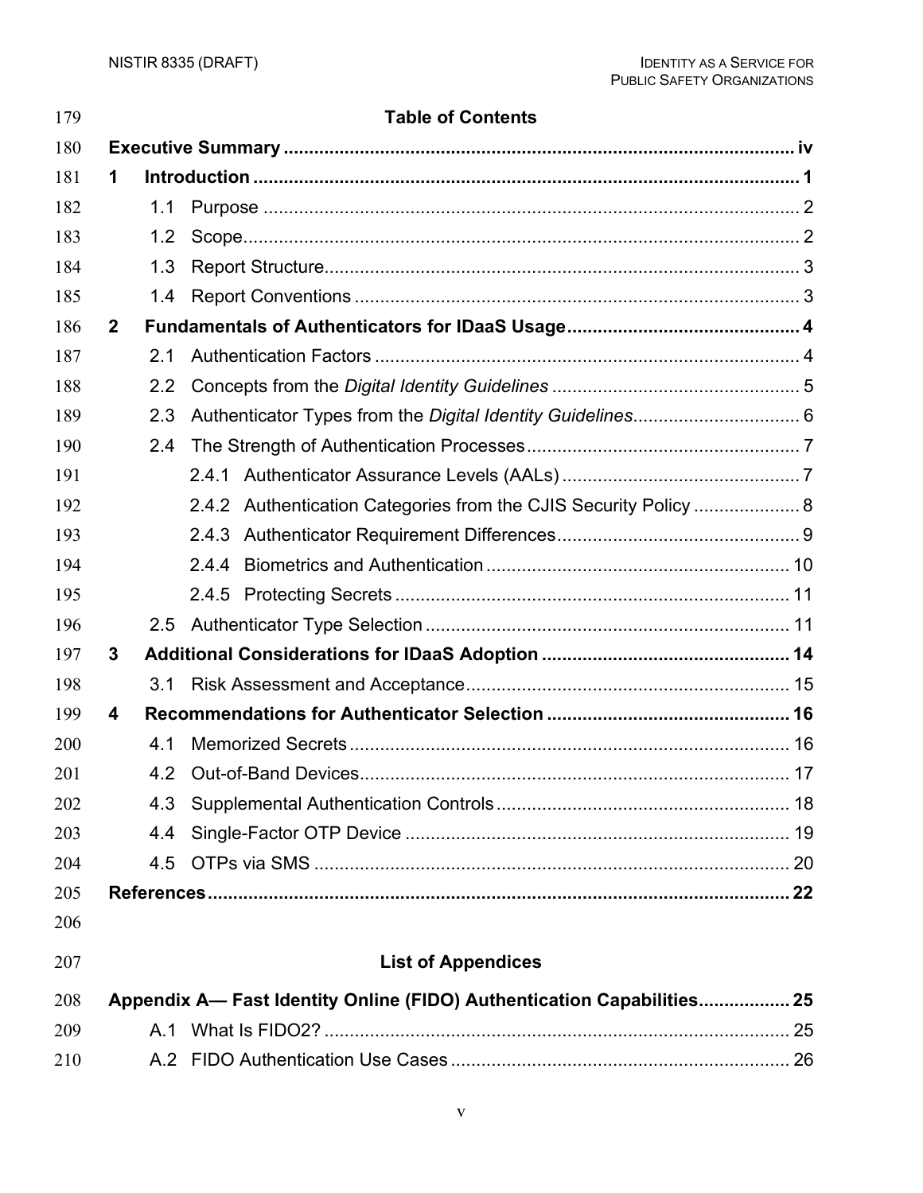## Table of Contents

**Executive Summary** ..... iv

**1 Introduction** ..... 1

- 1.1 Purpose ..... 2
- 1.2 Scope ..... 2
- 1.3 Report Structure ..... 3
- 1.4 Report Conventions ..... 3

**2 Fundamentals of Authenticators for IDaaS Usage** ..... 4

- 2.1 Authentication Factors ..... 4
- 2.2 Concepts from the *Digital Identity Guidelines* ..... 5
- 2.3 Authenticator Types from the *Digital Identity Guidelines* ..... 6
- 2.4 The Strength of Authentication Processes ..... 7
  - 2.4.1 Authenticator Assurance Levels (AALs) ..... 7
  - 2.4.2 Authentication Categories from the CJIS Security Policy ..... 8
  - 2.4.3 Authenticator Requirement Differences ..... 9
  - 2.4.4 Biometrics and Authentication ..... 10
  - 2.4.5 Protecting Secrets ..... 11
- 2.5 Authenticator Type Selection ..... 11

**3 Additional Considerations for IDaaS Adoption** ..... 14

- 3.1 Risk Assessment and Acceptance ..... 15

**4 Recommendations for Authenticator Selection** ..... 16

- 4.1 Memorized Secrets ..... 16
- 4.2 Out-of-Band Devices ..... 17
- 4.3 Supplemental Authentication Controls ..... 18
- 4.4 Single-Factor OTP Device ..... 19
- 4.5 OTPs via SMS ..... 20

**References** ..... 22

## List of Appendices

**Appendix A— Fast Identity Online (FIDO) Authentication Capabilities** ..... 25

- A.1 What Is FIDO2? ..... 25
- A.2 FIDO Authentication Use Cases ..... 26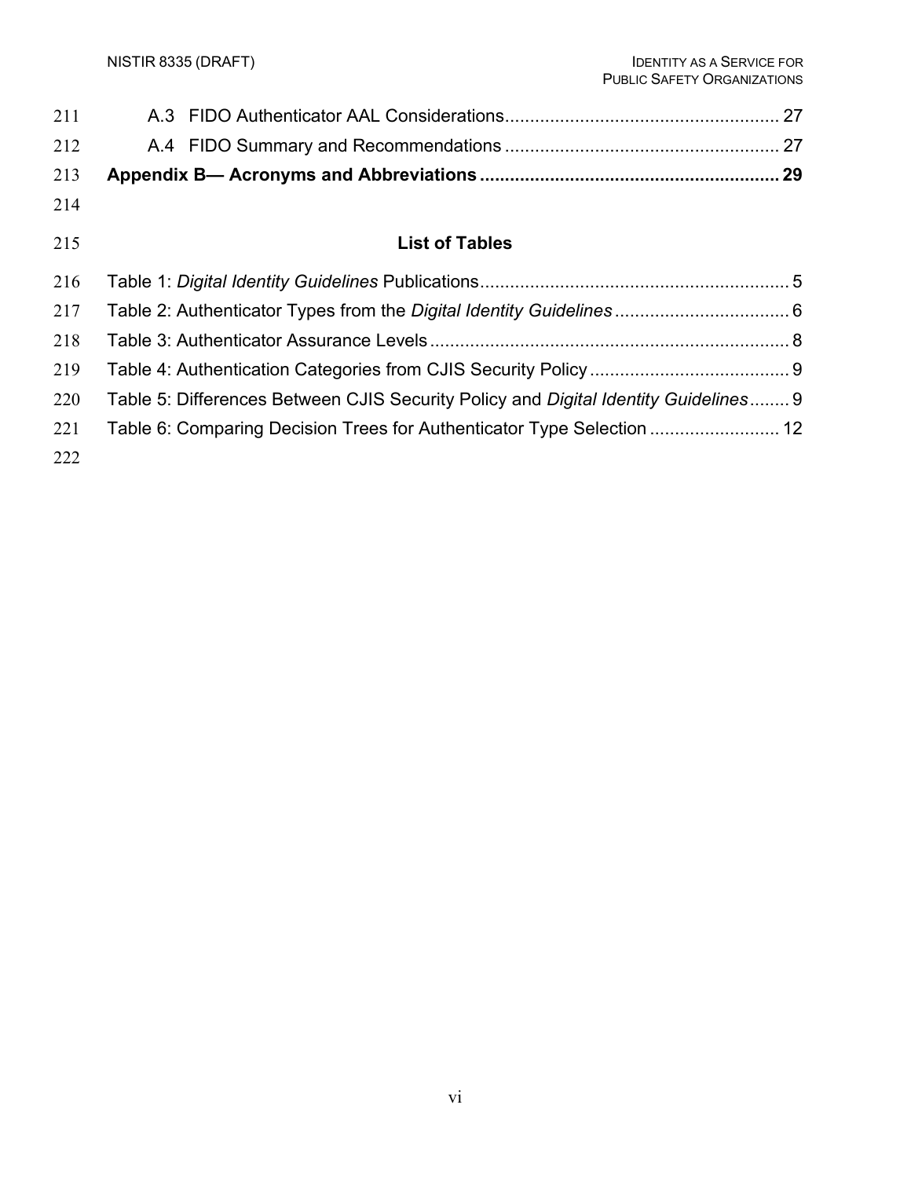A.3 FIDO Authenticator AAL Considerations ...................................................... 27

A.4 FIDO Summary and Recommendations ...................................................... 27

**Appendix B— Acronyms and Abbreviations ........................................................... 29**

## List of Tables

Table 1: *Digital Identity Guidelines* Publications............................................................. 5

Table 2: Authenticator Types from the *Digital Identity Guidelines* .................................. 6

Table 3: Authenticator Assurance Levels ....................................................................... 8

Table 4: Authentication Categories from CJIS Security Policy ........................................ 9

Table 5: Differences Between CJIS Security Policy and *Digital Identity Guidelines*........ 9

Table 6: Comparing Decision Trees for Authenticator Type Selection .......................... 12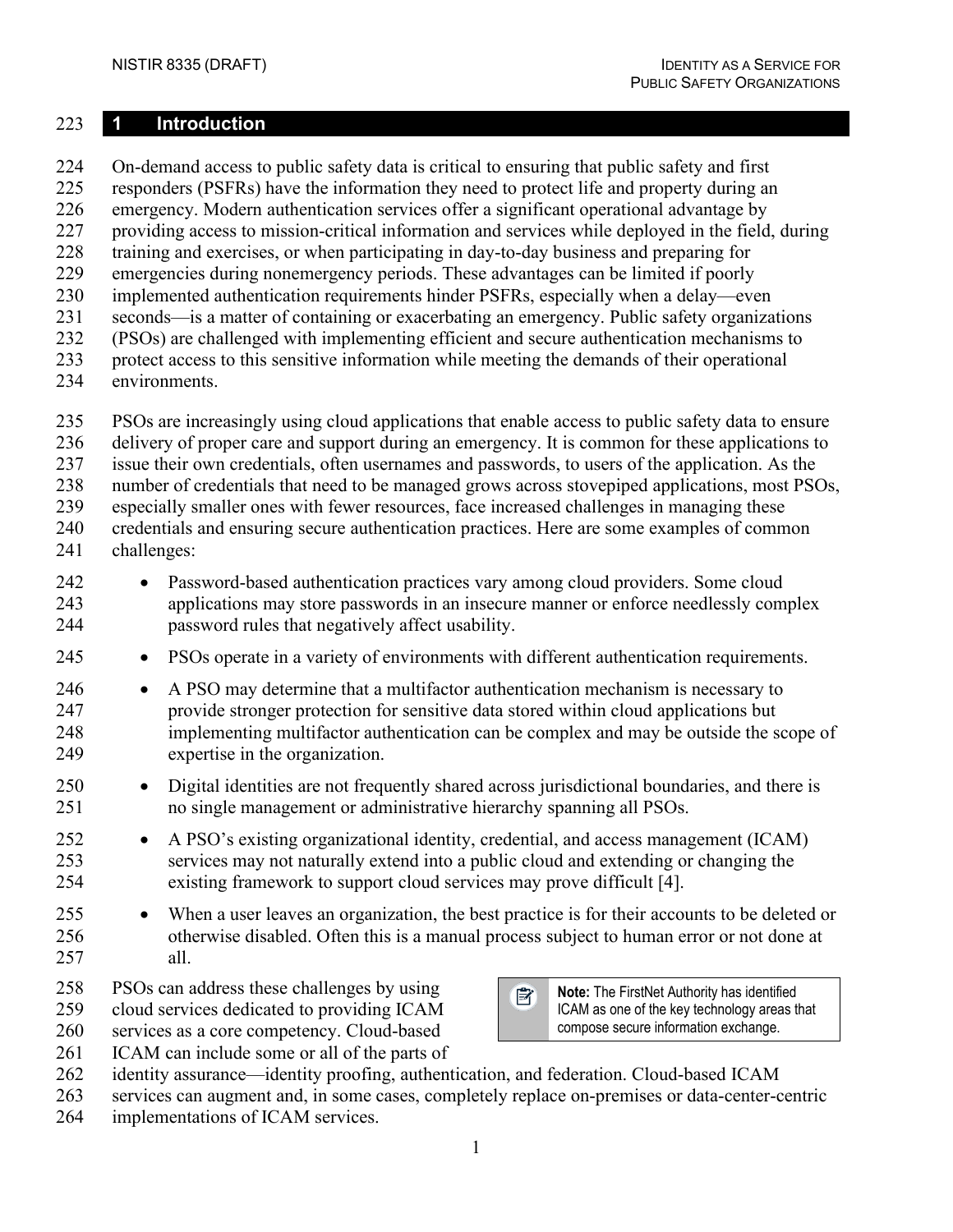# 1 Introduction

On-demand access to public safety data is critical to ensuring that public safety and first responders (PSFRs) have the information they need to protect life and property during an emergency. Modern authentication services offer a significant operational advantage by providing access to mission-critical information and services while deployed in the field, during training and exercises, or when participating in day-to-day business and preparing for emergencies during nonemergency periods. These advantages can be limited if poorly implemented authentication requirements hinder PSFRs, especially when a delay—even seconds—is a matter of containing or exacerbating an emergency. Public safety organizations (PSOs) are challenged with implementing efficient and secure authentication mechanisms to protect access to this sensitive information while meeting the demands of their operational environments.

PSOs are increasingly using cloud applications that enable access to public safety data to ensure delivery of proper care and support during an emergency. It is common for these applications to issue their own credentials, often usernames and passwords, to users of the application. As the number of credentials that need to be managed grows across stovepiped applications, most PSOs, especially smaller ones with fewer resources, face increased challenges in managing these credentials and ensuring secure authentication practices. Here are some examples of common challenges:

- Password-based authentication practices vary among cloud providers. Some cloud applications may store passwords in an insecure manner or enforce needlessly complex password rules that negatively affect usability.
- PSOs operate in a variety of environments with different authentication requirements.
- A PSO may determine that a multifactor authentication mechanism is necessary to provide stronger protection for sensitive data stored within cloud applications but implementing multifactor authentication can be complex and may be outside the scope of expertise in the organization.
- Digital identities are not frequently shared across jurisdictional boundaries, and there is no single management or administrative hierarchy spanning all PSOs.
- A PSO's existing organizational identity, credential, and access management (ICAM) services may not naturally extend into a public cloud and extending or changing the existing framework to support cloud services may prove difficult [4].
- When a user leaves an organization, the best practice is for their accounts to be deleted or otherwise disabled. Often this is a manual process subject to human error or not done at all.

> **Note:** The FirstNet Authority has identified ICAM as one of the key technology areas that compose secure information exchange.

PSOs can address these challenges by using cloud services dedicated to providing ICAM services as a core competency. Cloud-based ICAM can include some or all of the parts of identity assurance—identity proofing, authentication, and federation. Cloud-based ICAM services can augment and, in some cases, completely replace on-premises or data-center-centric implementations of ICAM services.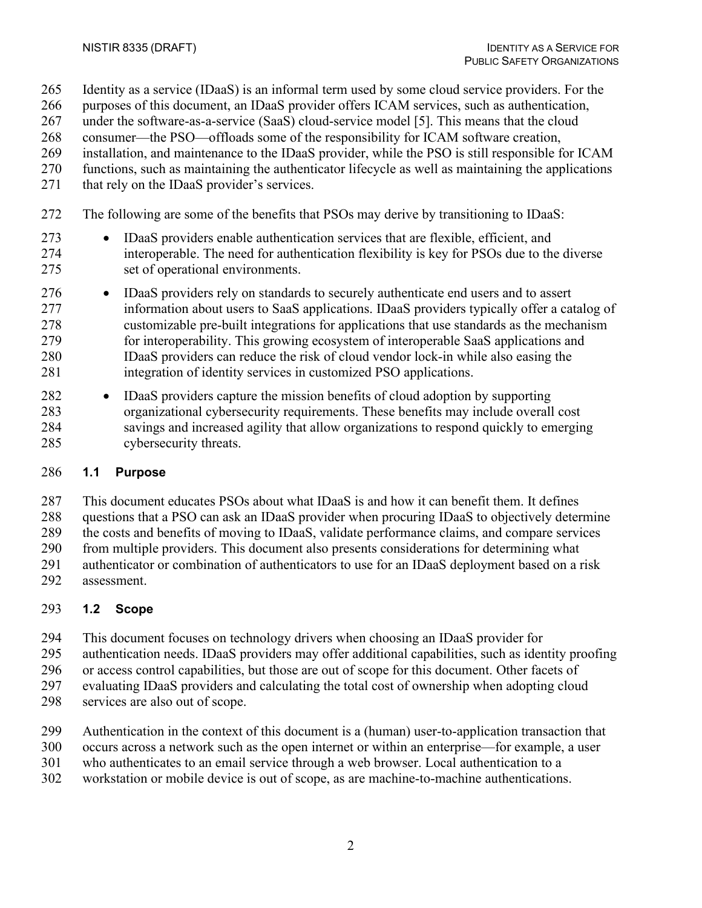Identity as a service (IDaaS) is an informal term used by some cloud service providers. For the purposes of this document, an IDaaS provider offers ICAM services, such as authentication, under the software-as-a-service (SaaS) cloud-service model [5]. This means that the cloud consumer—the PSO—offloads some of the responsibility for ICAM software creation, installation, and maintenance to the IDaaS provider, while the PSO is still responsible for ICAM functions, such as maintaining the authenticator lifecycle as well as maintaining the applications that rely on the IDaaS provider's services.

The following are some of the benefits that PSOs may derive by transitioning to IDaaS:

- IDaaS providers enable authentication services that are flexible, efficient, and interoperable. The need for authentication flexibility is key for PSOs due to the diverse set of operational environments.
- IDaaS providers rely on standards to securely authenticate end users and to assert information about users to SaaS applications. IDaaS providers typically offer a catalog of customizable pre-built integrations for applications that use standards as the mechanism for interoperability. This growing ecosystem of interoperable SaaS applications and IDaaS providers can reduce the risk of cloud vendor lock-in while also easing the integration of identity services in customized PSO applications.
- IDaaS providers capture the mission benefits of cloud adoption by supporting organizational cybersecurity requirements. These benefits may include overall cost savings and increased agility that allow organizations to respond quickly to emerging cybersecurity threats.

## 1.1 Purpose

This document educates PSOs about what IDaaS is and how it can benefit them. It defines questions that a PSO can ask an IDaaS provider when procuring IDaaS to objectively determine the costs and benefits of moving to IDaaS, validate performance claims, and compare services from multiple providers. This document also presents considerations for determining what authenticator or combination of authenticators to use for an IDaaS deployment based on a risk assessment.

## 1.2 Scope

This document focuses on technology drivers when choosing an IDaaS provider for authentication needs. IDaaS providers may offer additional capabilities, such as identity proofing or access control capabilities, but those are out of scope for this document. Other facets of evaluating IDaaS providers and calculating the total cost of ownership when adopting cloud services are also out of scope.

Authentication in the context of this document is a (human) user-to-application transaction that occurs across a network such as the open internet or within an enterprise—for example, a user who authenticates to an email service through a web browser. Local authentication to a workstation or mobile device is out of scope, as are machine-to-machine authentications.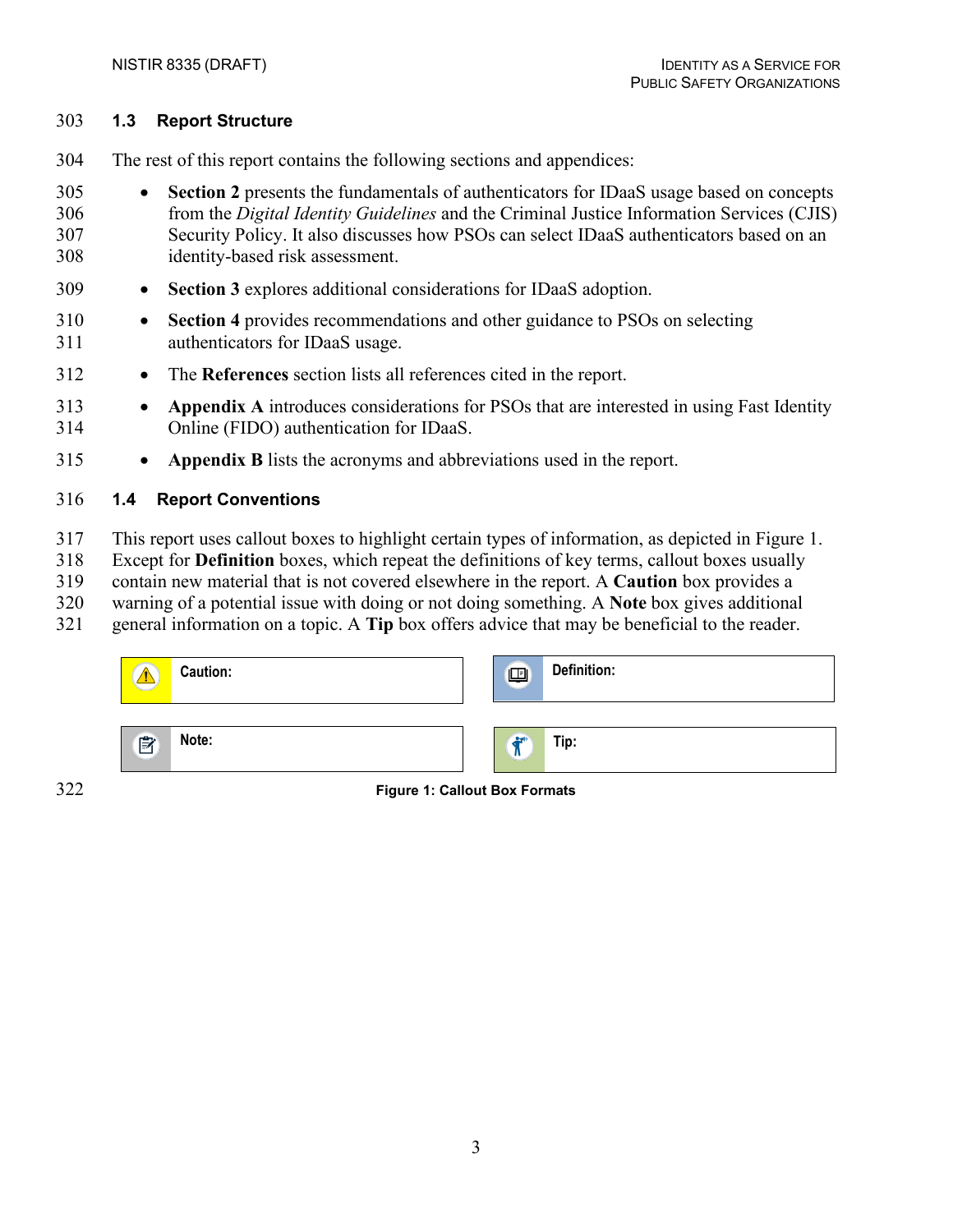## 1.3 Report Structure

The rest of this report contains the following sections and appendices:

- **Section 2** presents the fundamentals of authenticators for IDaaS usage based on concepts from the *Digital Identity Guidelines* and the Criminal Justice Information Services (CJIS) Security Policy. It also discusses how PSOs can select IDaaS authenticators based on an identity-based risk assessment.
- **Section 3** explores additional considerations for IDaaS adoption.
- **Section 4** provides recommendations and other guidance to PSOs on selecting authenticators for IDaaS usage.
- The **References** section lists all references cited in the report.
- **Appendix A** introduces considerations for PSOs that are interested in using Fast Identity Online (FIDO) authentication for IDaaS.
- **Appendix B** lists the acronyms and abbreviations used in the report.

## 1.4 Report Conventions

This report uses callout boxes to highlight certain types of information, as depicted in Figure 1. Except for **Definition** boxes, which repeat the definitions of key terms, callout boxes usually contain new material that is not covered elsewhere in the report. A **Caution** box provides a warning of a potential issue with doing or not doing something. A **Note** box gives additional general information on a topic. A **Tip** box offers advice that may be beneficial to the reader.

| | |
|---|---|
| **Caution:** | **Definition:** |
| **Note:** | **Tip:** |

**Figure 1: Callout Box Formats**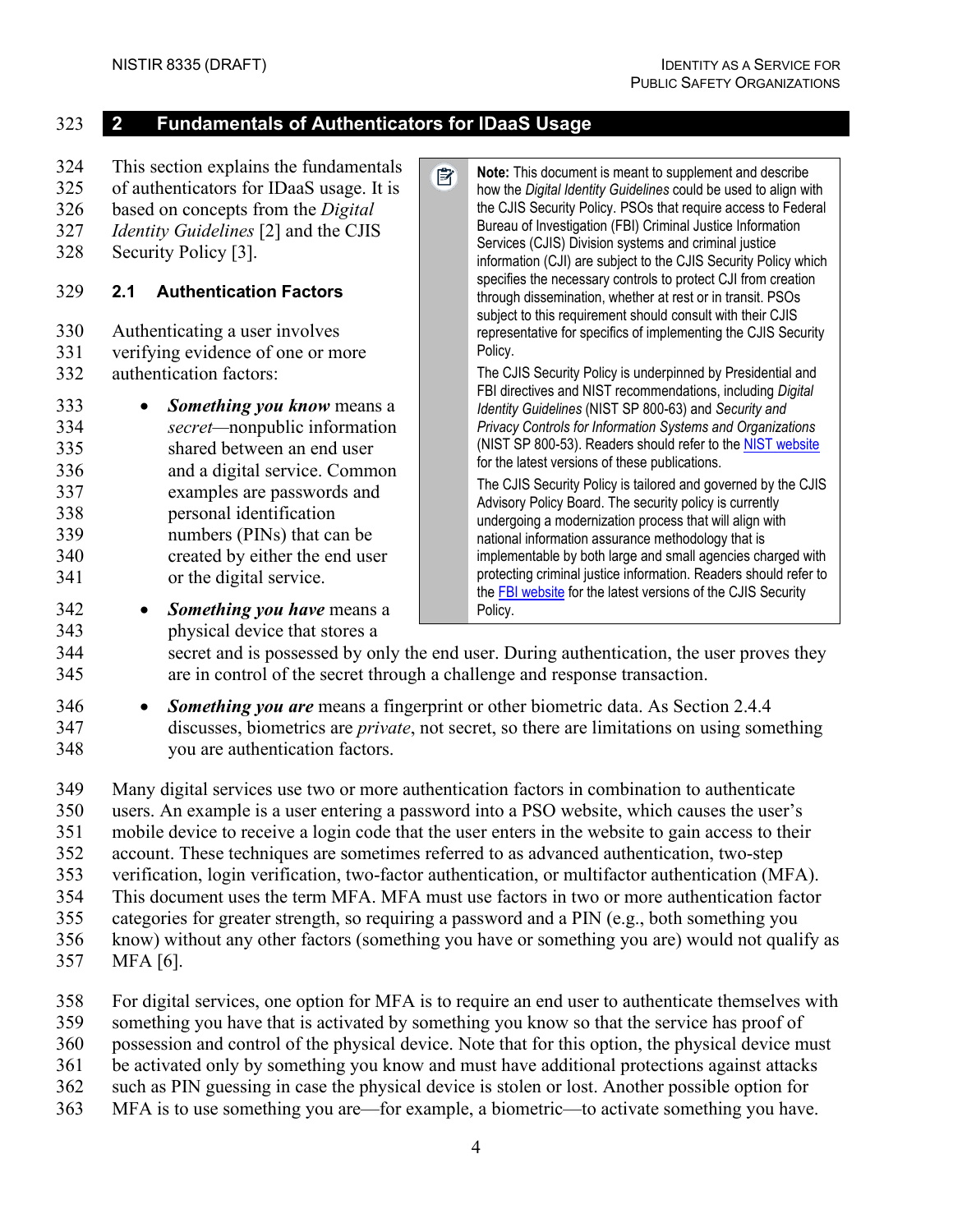## 2 Fundamentals of Authenticators for IDaaS Usage

This section explains the fundamentals of authenticators for IDaaS usage. It is based on concepts from the *Digital Identity Guidelines* [2] and the CJIS Security Policy [3].

> **Note:** This document is meant to supplement and describe how the *Digital Identity Guidelines* could be used to align with the CJIS Security Policy. PSOs that require access to Federal Bureau of Investigation (FBI) Criminal Justice Information Services (CJIS) Division systems and criminal justice information (CJI) are subject to the CJIS Security Policy which specifies the necessary controls to protect CJI from creation through dissemination, whether at rest or in transit. PSOs subject to this requirement should consult with their CJIS representative for specifics of implementing the CJIS Security Policy.
>
> The CJIS Security Policy is underpinned by Presidential and FBI directives and NIST recommendations, including *Digital Identity Guidelines* (NIST SP 800-63) and *Security and Privacy Controls for Information Systems and Organizations* (NIST SP 800-53). Readers should refer to the NIST website for the latest versions of these publications.
>
> The CJIS Security Policy is tailored and governed by the CJIS Advisory Policy Board. The security policy is currently undergoing a modernization process that will align with national information assurance methodology that is implementable by both large and small agencies charged with protecting criminal justice information. Readers should refer to the FBI website for the latest versions of the CJIS Security Policy.

### 2.1 Authentication Factors

Authenticating a user involves verifying evidence of one or more authentication factors:

- ***Something you know*** means a *secret*—nonpublic information shared between an end user and a digital service. Common examples are passwords and personal identification numbers (PINs) that can be created by either the end user or the digital service.
- ***Something you have*** means a physical device that stores a secret and is possessed by only the end user. During authentication, the user proves they are in control of the secret through a challenge and response transaction.
- ***Something you are*** means a fingerprint or other biometric data. As Section 2.4.4 discusses, biometrics are *private*, not secret, so there are limitations on using something you are authentication factors.

Many digital services use two or more authentication factors in combination to authenticate users. An example is a user entering a password into a PSO website, which causes the user's mobile device to receive a login code that the user enters in the website to gain access to their account. These techniques are sometimes referred to as advanced authentication, two-step verification, login verification, two-factor authentication, or multifactor authentication (MFA). This document uses the term MFA. MFA must use factors in two or more authentication factor categories for greater strength, so requiring a password and a PIN (e.g., both something you know) without any other factors (something you have or something you are) would not qualify as MFA [6].

For digital services, one option for MFA is to require an end user to authenticate themselves with something you have that is activated by something you know so that the service has proof of possession and control of the physical device. Note that for this option, the physical device must be activated only by something you know and must have additional protections against attacks such as PIN guessing in case the physical device is stolen or lost. Another possible option for MFA is to use something you are—for example, a biometric—to activate something you have.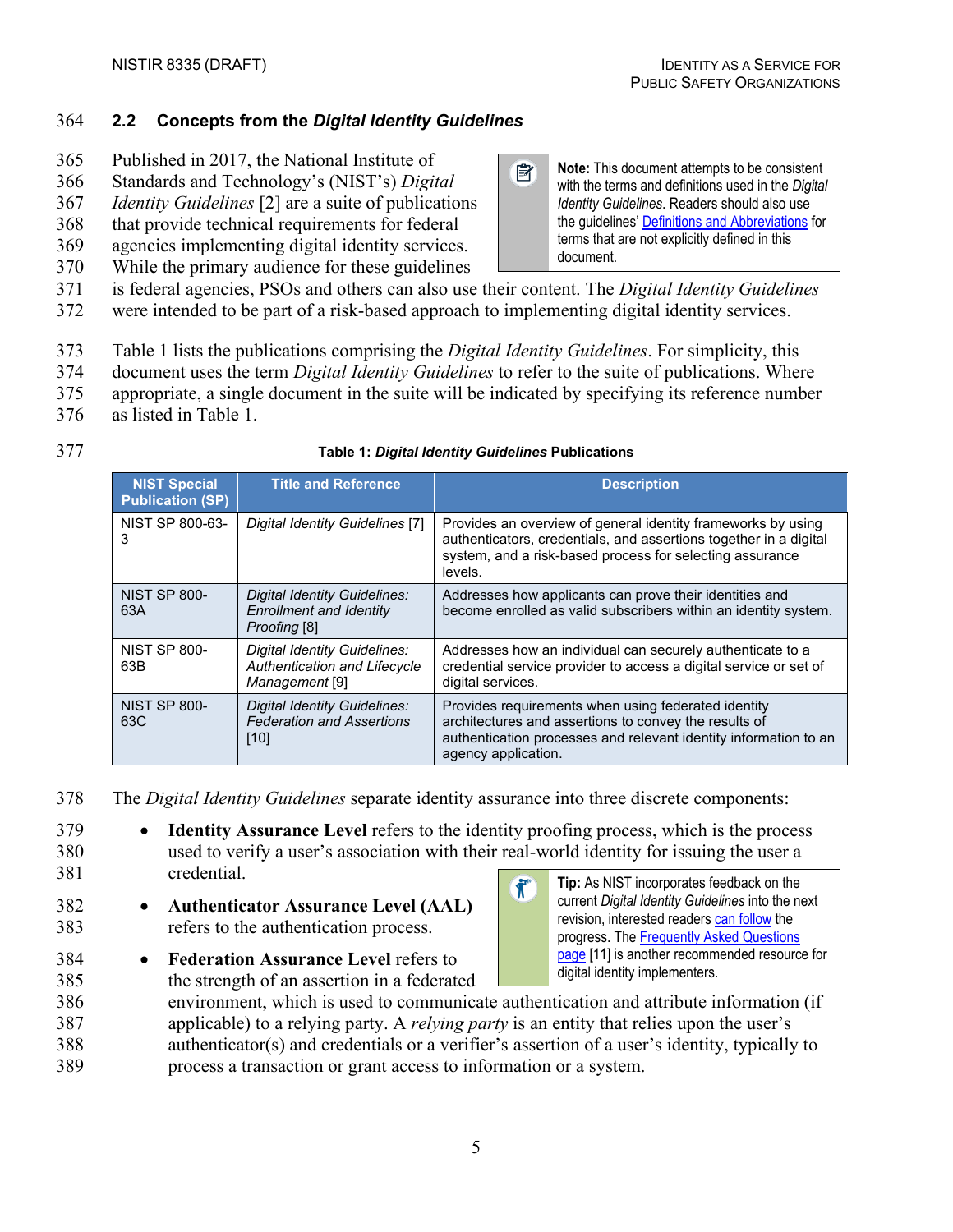## 2.2 Concepts from the *Digital Identity Guidelines*

Published in 2017, the National Institute of Standards and Technology's (NIST's) *Digital Identity Guidelines* [2] are a suite of publications that provide technical requirements for federal agencies implementing digital identity services. While the primary audience for these guidelines is federal agencies, PSOs and others can also use their content. The *Digital Identity Guidelines* were intended to be part of a risk-based approach to implementing digital identity services.

> **Note:** This document attempts to be consistent with the terms and definitions used in the *Digital Identity Guidelines*. Readers should also use the guidelines' Definitions and Abbreviations for terms that are not explicitly defined in this document.

Table 1 lists the publications comprising the *Digital Identity Guidelines*. For simplicity, this document uses the term *Digital Identity Guidelines* to refer to the suite of publications. Where appropriate, a single document in the suite will be indicated by specifying its reference number as listed in Table 1.

**Table 1: *Digital Identity Guidelines* Publications**

| NIST Special Publication (SP) | Title and Reference | Description |
|---|---|---|
| NIST SP 800-63-3 | *Digital Identity Guidelines* [7] | Provides an overview of general identity frameworks by using authenticators, credentials, and assertions together in a digital system, and a risk-based process for selecting assurance levels. |
| NIST SP 800-63A | *Digital Identity Guidelines: Enrollment and Identity Proofing* [8] | Addresses how applicants can prove their identities and become enrolled as valid subscribers within an identity system. |
| NIST SP 800-63B | *Digital Identity Guidelines: Authentication and Lifecycle Management* [9] | Addresses how an individual can securely authenticate to a credential service provider to access a digital service or set of digital services. |
| NIST SP 800-63C | *Digital Identity Guidelines: Federation and Assertions* [10] | Provides requirements when using federated identity architectures and assertions to convey the results of authentication processes and relevant identity information to an agency application. |

The *Digital Identity Guidelines* separate identity assurance into three discrete components:

- **Identity Assurance Level** refers to the identity proofing process, which is the process used to verify a user's association with their real-world identity for issuing the user a credential.
- **Authenticator Assurance Level (AAL)** refers to the authentication process.
- **Federation Assurance Level** refers to the strength of an assertion in a federated environment, which is used to communicate authentication and attribute information (if applicable) to a relying party. A *relying party* is an entity that relies upon the user's authenticator(s) and credentials or a verifier's assertion of a user's identity, typically to process a transaction or grant access to information or a system.

> **Tip:** As NIST incorporates feedback on the current *Digital Identity Guidelines* into the next revision, interested readers can follow the progress. The Frequently Asked Questions page [11] is another recommended resource for digital identity implementers.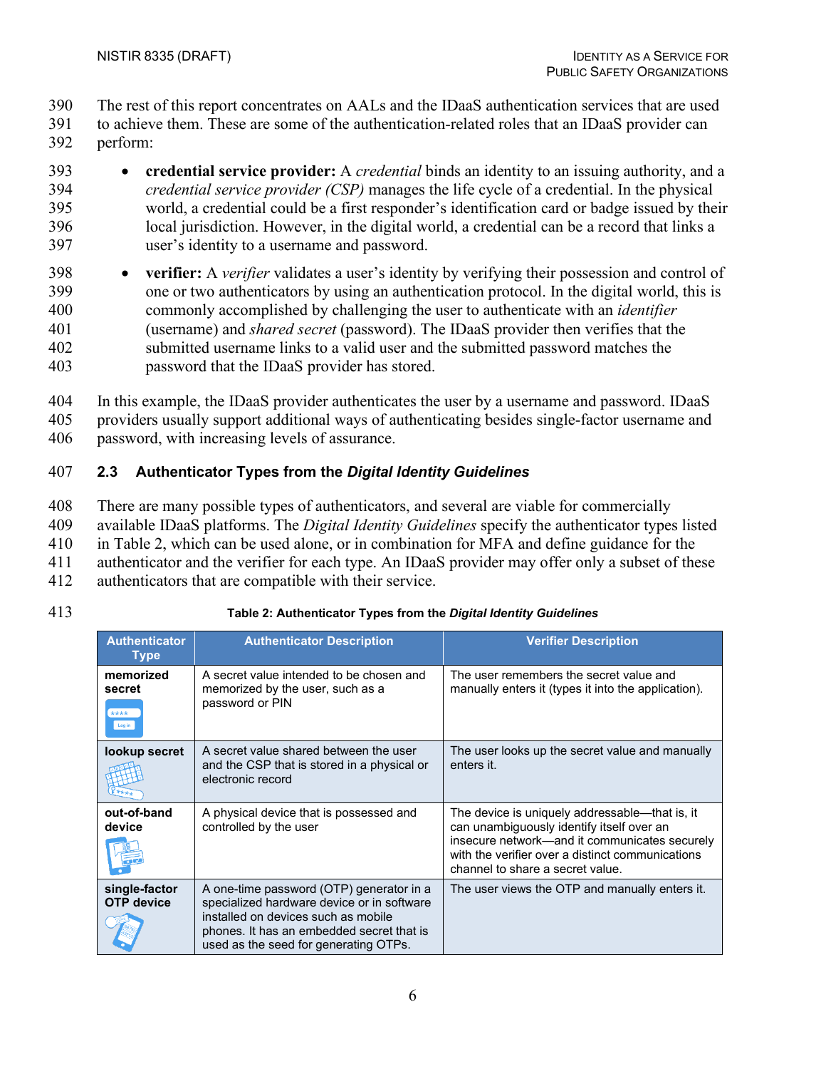The rest of this report concentrates on AALs and the IDaaS authentication services that are used to achieve them. These are some of the authentication-related roles that an IDaaS provider can perform:

- **credential service provider:** A *credential* binds an identity to an issuing authority, and a *credential service provider (CSP)* manages the life cycle of a credential. In the physical world, a credential could be a first responder's identification card or badge issued by their local jurisdiction. However, in the digital world, a credential can be a record that links a user's identity to a username and password.
- **verifier:** A *verifier* validates a user's identity by verifying their possession and control of one or two authenticators by using an authentication protocol. In the digital world, this is commonly accomplished by challenging the user to authenticate with an *identifier* (username) and *shared secret* (password). The IDaaS provider then verifies that the submitted username links to a valid user and the submitted password matches the password that the IDaaS provider has stored.

In this example, the IDaaS provider authenticates the user by a username and password. IDaaS providers usually support additional ways of authenticating besides single-factor username and password, with increasing levels of assurance.

## 2.3 Authenticator Types from the *Digital Identity Guidelines*

There are many possible types of authenticators, and several are viable for commercially available IDaaS platforms. The *Digital Identity Guidelines* specify the authenticator types listed in Table 2, which can be used alone, or in combination for MFA and define guidance for the authenticator and the verifier for each type. An IDaaS provider may offer only a subset of these authenticators that are compatible with their service.

**Table 2: Authenticator Types from the *Digital Identity Guidelines***

| Authenticator Type | Authenticator Description | Verifier Description |
|---|---|---|
| **memorized secret** | A secret value intended to be chosen and memorized by the user, such as a password or PIN | The user remembers the secret value and manually enters it (types it into the application). |
| **lookup secret** | A secret value shared between the user and the CSP that is stored in a physical or electronic record | The user looks up the secret value and manually enters it. |
| **out-of-band device** | A physical device that is possessed and controlled by the user | The device is uniquely addressable—that is, it can unambiguously identify itself over an insecure network—and it communicates securely with the verifier over a distinct communications channel to share a secret value. |
| **single-factor OTP device** | A one-time password (OTP) generator in a specialized hardware device or in software installed on devices such as mobile phones. It has an embedded secret that is used as the seed for generating OTPs. | The user views the OTP and manually enters it. |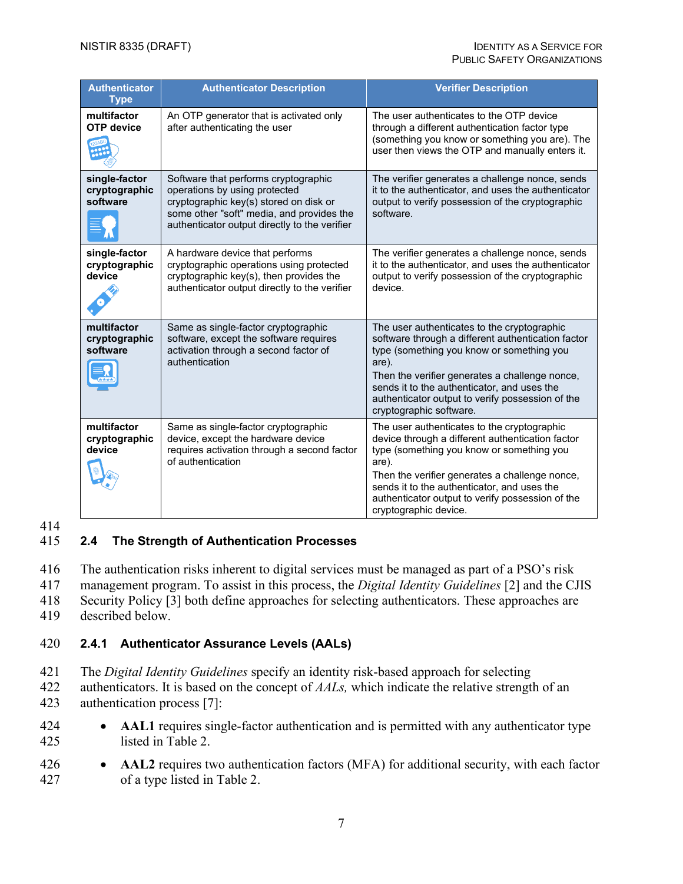| Authenticator Type | Authenticator Description | Verifier Description |
|---|---|---|
| **multifactor OTP device** | An OTP generator that is activated only after authenticating the user | The user authenticates to the OTP device through a different authentication factor type (something you know or something you are). The user then views the OTP and manually enters it. |
| **single-factor cryptographic software** | Software that performs cryptographic operations by using protected cryptographic key(s) stored on disk or some other "soft" media, and provides the authenticator output directly to the verifier | The verifier generates a challenge nonce, sends it to the authenticator, and uses the authenticator output to verify possession of the cryptographic software. |
| **single-factor cryptographic device** | A hardware device that performs cryptographic operations using protected cryptographic key(s), then provides the authenticator output directly to the verifier | The verifier generates a challenge nonce, sends it to the authenticator, and uses the authenticator output to verify possession of the cryptographic device. |
| **multifactor cryptographic software** | Same as single-factor cryptographic software, except the software requires activation through a second factor of authentication | The user authenticates to the cryptographic software through a different authentication factor type (something you know or something you are). Then the verifier generates a challenge nonce, sends it to the authenticator, and uses the authenticator output to verify possession of the cryptographic software. |
| **multifactor cryptographic device** | Same as single-factor cryptographic device, except the hardware device requires activation through a second factor of authentication | The user authenticates to the cryptographic device through a different authentication factor type (something you know or something you are). Then the verifier generates a challenge nonce, sends it to the authenticator, and uses the authenticator output to verify possession of the cryptographic device. |

## 2.4 The Strength of Authentication Processes

The authentication risks inherent to digital services must be managed as part of a PSO's risk management program. To assist in this process, the *Digital Identity Guidelines* [2] and the CJIS Security Policy [3] both define approaches for selecting authenticators. These approaches are described below.

### 2.4.1 Authenticator Assurance Levels (AALs)

The *Digital Identity Guidelines* specify an identity risk-based approach for selecting authenticators. It is based on the concept of *AALs,* which indicate the relative strength of an authentication process [7]:

- **AAL1** requires single-factor authentication and is permitted with any authenticator type listed in Table 2.
- **AAL2** requires two authentication factors (MFA) for additional security, with each factor of a type listed in Table 2.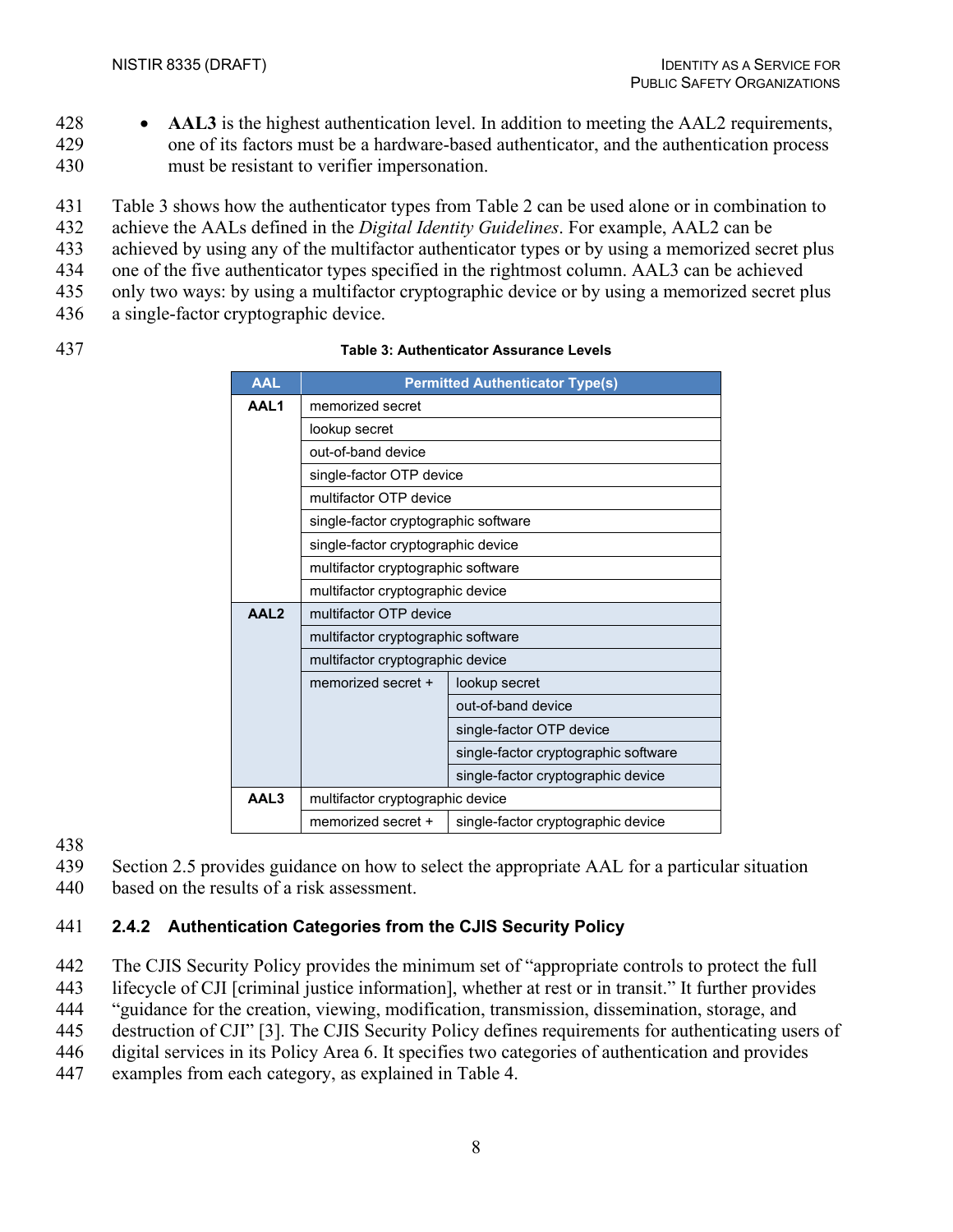- **AAL3** is the highest authentication level. In addition to meeting the AAL2 requirements, one of its factors must be a hardware-based authenticator, and the authentication process must be resistant to verifier impersonation.

Table 3 shows how the authenticator types from Table 2 can be used alone or in combination to achieve the AALs defined in the *Digital Identity Guidelines*. For example, AAL2 can be achieved by using any of the multifactor authenticator types or by using a memorized secret plus one of the five authenticator types specified in the rightmost column. AAL3 can be achieved only two ways: by using a multifactor cryptographic device or by using a memorized secret plus a single-factor cryptographic device.

**Table 3: Authenticator Assurance Levels**

| AAL | Permitted Authenticator Type(s) | |
|---|---|---|
| **AAL1** | memorized secret | |
| | lookup secret | |
| | out-of-band device | |
| | single-factor OTP device | |
| | multifactor OTP device | |
| | single-factor cryptographic software | |
| | single-factor cryptographic device | |
| | multifactor cryptographic software | |
| | multifactor cryptographic device | |
| **AAL2** | multifactor OTP device | |
| | multifactor cryptographic software | |
| | multifactor cryptographic device | |
| | memorized secret + | lookup secret |
| | | out-of-band device |
| | | single-factor OTP device |
| | | single-factor cryptographic software |
| | | single-factor cryptographic device |
| **AAL3** | multifactor cryptographic device | |
| | memorized secret + | single-factor cryptographic device |

Section 2.5 provides guidance on how to select the appropriate AAL for a particular situation based on the results of a risk assessment.

### 2.4.2 Authentication Categories from the CJIS Security Policy

The CJIS Security Policy provides the minimum set of "appropriate controls to protect the full lifecycle of CJI [criminal justice information], whether at rest or in transit." It further provides "guidance for the creation, viewing, modification, transmission, dissemination, storage, and destruction of CJI" [3]. The CJIS Security Policy defines requirements for authenticating users of digital services in its Policy Area 6. It specifies two categories of authentication and provides examples from each category, as explained in Table 4.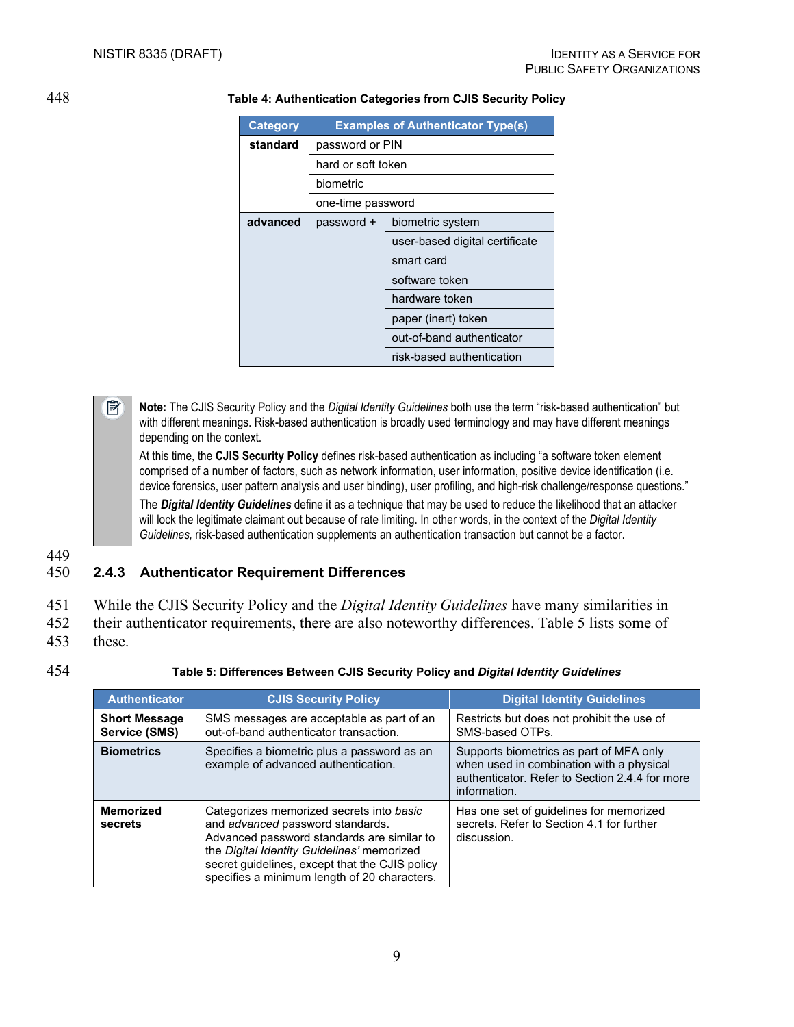**Table 4: Authentication Categories from CJIS Security Policy**

| Category | Examples of Authenticator Type(s) | |
|---|---|---|
| **standard** | password or PIN | |
| | hard or soft token | |
| | biometric | |
| | one-time password | |
| **advanced** | password + | biometric system |
| | | user-based digital certificate |
| | | smart card |
| | | software token |
| | | hardware token |
| | | paper (inert) token |
| | | out-of-band authenticator |
| | | risk-based authentication |

> **Note:** The CJIS Security Policy and the *Digital Identity Guidelines* both use the term "risk-based authentication" but with different meanings. Risk-based authentication is broadly used terminology and may have different meanings depending on the context.
>
> At this time, the **CJIS Security Policy** defines risk-based authentication as including "a software token element comprised of a number of factors, such as network information, user information, positive device identification (i.e. device forensics, user pattern analysis and user binding), user profiling, and high-risk challenge/response questions."
>
> The ***Digital Identity Guidelines*** define it as a technique that may be used to reduce the likelihood that an attacker will lock the legitimate claimant out because of rate limiting. In other words, in the context of the *Digital Identity Guidelines,* risk-based authentication supplements an authentication transaction but cannot be a factor.

### 2.4.3 Authenticator Requirement Differences

While the CJIS Security Policy and the *Digital Identity Guidelines* have many similarities in their authenticator requirements, there are also noteworthy differences. Table 5 lists some of these.

**Table 5: Differences Between CJIS Security Policy and *Digital Identity Guidelines***

| Authenticator | CJIS Security Policy | Digital Identity Guidelines |
|---|---|---|
| **Short Message Service (SMS)** | SMS messages are acceptable as part of an out-of-band authenticator transaction. | Restricts but does not prohibit the use of SMS-based OTPs. |
| **Biometrics** | Specifies a biometric plus a password as an example of advanced authentication. | Supports biometrics as part of MFA only when used in combination with a physical authenticator. Refer to Section 2.4.4 for more information. |
| **Memorized secrets** | Categorizes memorized secrets into *basic* and *advanced* password standards. Advanced password standards are similar to the *Digital Identity Guidelines'* memorized secret guidelines, except that the CJIS policy specifies a minimum length of 20 characters. | Has one set of guidelines for memorized secrets. Refer to Section 4.1 for further discussion. |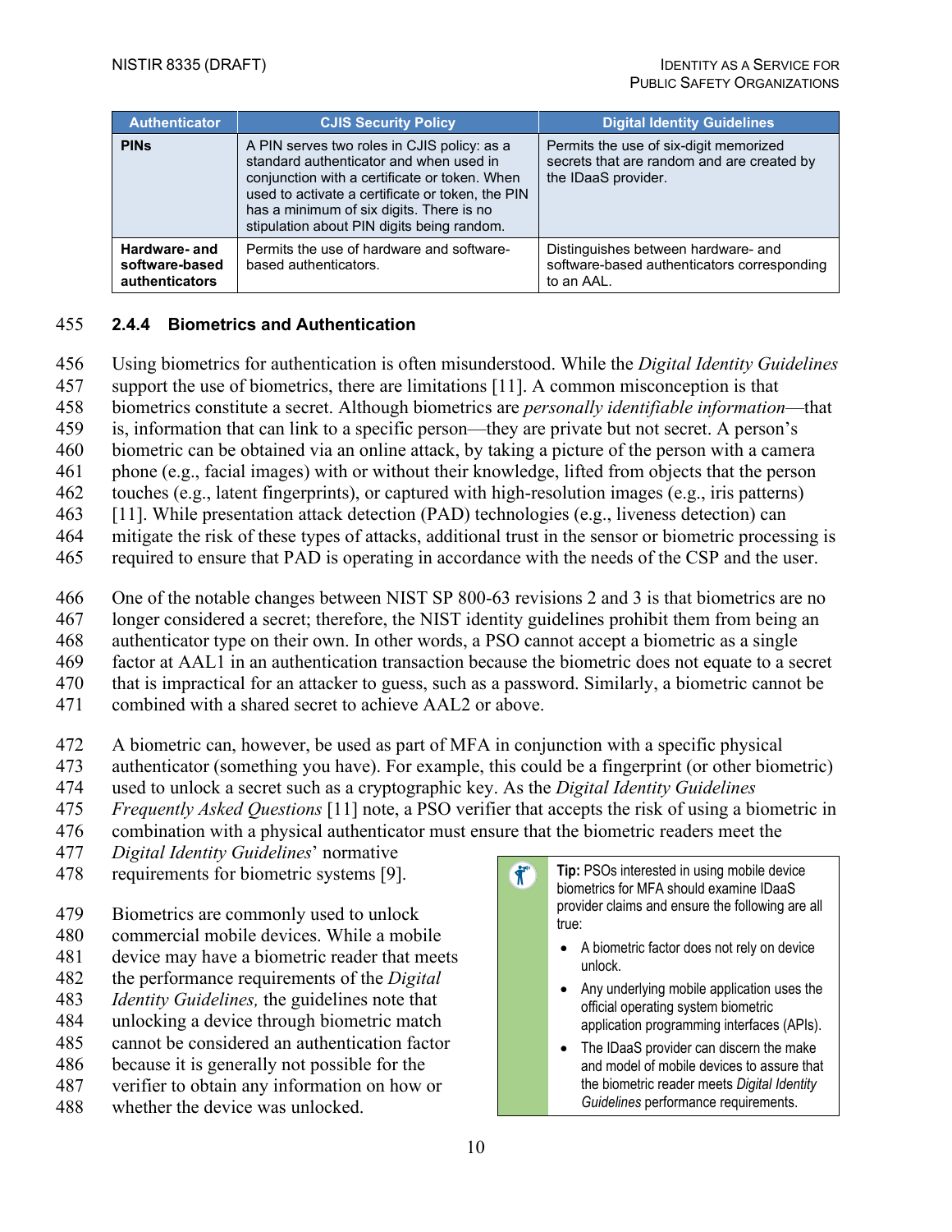| Authenticator | CJIS Security Policy | Digital Identity Guidelines |
|---|---|---|
| **PINs** | A PIN serves two roles in CJIS policy: as a standard authenticator and when used in conjunction with a certificate or token. When used to activate a certificate or token, the PIN has a minimum of six digits. There is no stipulation about PIN digits being random. | Permits the use of six-digit memorized secrets that are random and are created by the IDaaS provider. |
| **Hardware- and software-based authenticators** | Permits the use of hardware and software-based authenticators. | Distinguishes between hardware- and software-based authenticators corresponding to an AAL. |

### 2.4.4 Biometrics and Authentication

Using biometrics for authentication is often misunderstood. While the *Digital Identity Guidelines* support the use of biometrics, there are limitations [11]. A common misconception is that biometrics constitute a secret. Although biometrics are *personally identifiable information*—that is, information that can link to a specific person—they are private but not secret. A person's biometric can be obtained via an online attack, by taking a picture of the person with a camera phone (e.g., facial images) with or without their knowledge, lifted from objects that the person touches (e.g., latent fingerprints), or captured with high-resolution images (e.g., iris patterns) [11]. While presentation attack detection (PAD) technologies (e.g., liveness detection) can mitigate the risk of these types of attacks, additional trust in the sensor or biometric processing is required to ensure that PAD is operating in accordance with the needs of the CSP and the user.

One of the notable changes between NIST SP 800-63 revisions 2 and 3 is that biometrics are no longer considered a secret; therefore, the NIST identity guidelines prohibit them from being an authenticator type on their own. In other words, a PSO cannot accept a biometric as a single factor at AAL1 in an authentication transaction because the biometric does not equate to a secret that is impractical for an attacker to guess, such as a password. Similarly, a biometric cannot be combined with a shared secret to achieve AAL2 or above.

A biometric can, however, be used as part of MFA in conjunction with a specific physical authenticator (something you have). For example, this could be a fingerprint (or other biometric) used to unlock a secret such as a cryptographic key. As the *Digital Identity Guidelines Frequently Asked Questions* [11] note, a PSO verifier that accepts the risk of using a biometric in combination with a physical authenticator must ensure that the biometric readers meet the *Digital Identity Guidelines*' normative requirements for biometric systems [9].

Biometrics are commonly used to unlock commercial mobile devices. While a mobile device may have a biometric reader that meets the performance requirements of the *Digital Identity Guidelines,* the guidelines note that unlocking a device through biometric match cannot be considered an authentication factor because it is generally not possible for the verifier to obtain any information on how or whether the device was unlocked.

> **Tip:** PSOs interested in using mobile device biometrics for MFA should examine IDaaS provider claims and ensure the following are all true:
>
> - A biometric factor does not rely on device unlock.
> - Any underlying mobile application uses the official operating system biometric application programming interfaces (APIs).
> - The IDaaS provider can discern the make and model of mobile devices to assure that the biometric reader meets *Digital Identity Guidelines* performance requirements.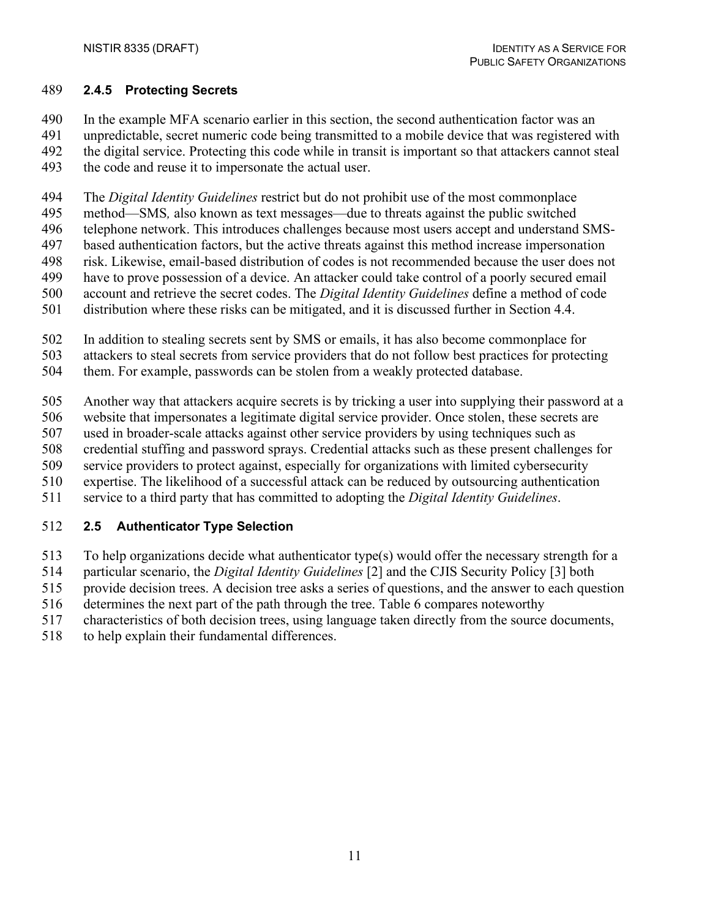### 2.4.5 Protecting Secrets

In the example MFA scenario earlier in this section, the second authentication factor was an unpredictable, secret numeric code being transmitted to a mobile device that was registered with the digital service. Protecting this code while in transit is important so that attackers cannot steal the code and reuse it to impersonate the actual user.

The *Digital Identity Guidelines* restrict but do not prohibit use of the most commonplace method—SMS, also known as text messages—due to threats against the public switched telephone network. This introduces challenges because most users accept and understand SMS-based authentication factors, but the active threats against this method increase impersonation risk. Likewise, email-based distribution of codes is not recommended because the user does not have to prove possession of a device. An attacker could take control of a poorly secured email account and retrieve the secret codes. The *Digital Identity Guidelines* define a method of code distribution where these risks can be mitigated, and it is discussed further in Section 4.4.

In addition to stealing secrets sent by SMS or emails, it has also become commonplace for attackers to steal secrets from service providers that do not follow best practices for protecting them. For example, passwords can be stolen from a weakly protected database.

Another way that attackers acquire secrets is by tricking a user into supplying their password at a website that impersonates a legitimate digital service provider. Once stolen, these secrets are used in broader-scale attacks against other service providers by using techniques such as credential stuffing and password sprays. Credential attacks such as these present challenges for service providers to protect against, especially for organizations with limited cybersecurity expertise. The likelihood of a successful attack can be reduced by outsourcing authentication service to a third party that has committed to adopting the *Digital Identity Guidelines*.

## 2.5 Authenticator Type Selection

To help organizations decide what authenticator type(s) would offer the necessary strength for a particular scenario, the *Digital Identity Guidelines* [2] and the CJIS Security Policy [3] both provide decision trees. A decision tree asks a series of questions, and the answer to each question determines the next part of the path through the tree. Table 6 compares noteworthy characteristics of both decision trees, using language taken directly from the source documents, to help explain their fundamental differences.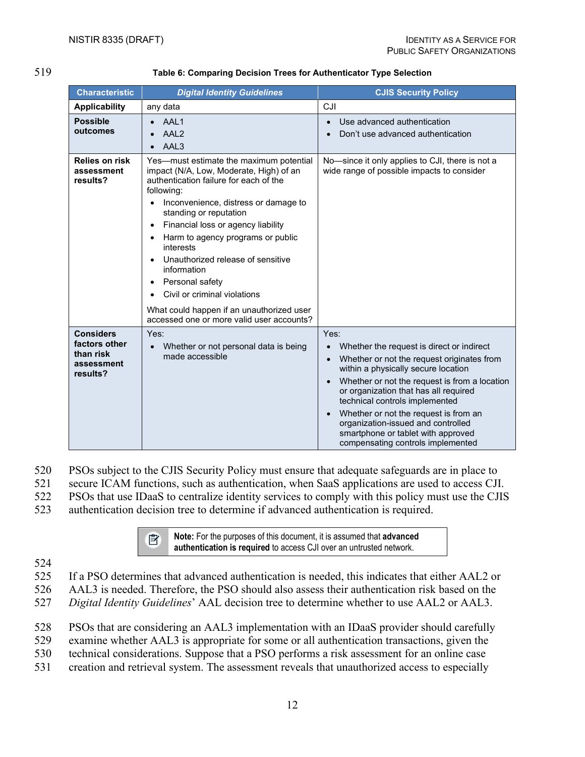**Table 6: Comparing Decision Trees for Authenticator Type Selection**

| Characteristic | *Digital Identity Guidelines* | CJIS Security Policy |
|---|---|---|
| **Applicability** | any data | CJI |
| **Possible outcomes** | • AAL1<br>• AAL2<br>• AAL3 | • Use advanced authentication<br>• Don't use advanced authentication |
| **Relies on risk assessment results?** | Yes—must estimate the maximum potential impact (N/A, Low, Moderate, High) of an authentication failure for each of the following:<br>• Inconvenience, distress or damage to standing or reputation<br>• Financial loss or agency liability<br>• Harm to agency programs or public interests<br>• Unauthorized release of sensitive information<br>• Personal safety<br>• Civil or criminal violations<br><br>What could happen if an unauthorized user accessed one or more valid user accounts? | No—since it only applies to CJI, there is not a wide range of possible impacts to consider |
| **Considers factors other than risk assessment results?** | Yes:<br>• Whether or not personal data is being made accessible | Yes:<br>• Whether the request is direct or indirect<br>• Whether or not the request originates from within a physically secure location<br>• Whether or not the request is from a location or organization that has all required technical controls implemented<br>• Whether or not the request is from an organization-issued and controlled smartphone or tablet with approved compensating controls implemented |

PSOs subject to the CJIS Security Policy must ensure that adequate safeguards are in place to secure ICAM functions, such as authentication, when SaaS applications are used to access CJI. PSOs that use IDaaS to centralize identity services to comply with this policy must use the CJIS authentication decision tree to determine if advanced authentication is required.

> **Note:** For the purposes of this document, it is assumed that **advanced authentication is required** to access CJI over an untrusted network.

If a PSO determines that advanced authentication is needed, this indicates that either AAL2 or AAL3 is needed. Therefore, the PSO should also assess their authentication risk based on the *Digital Identity Guidelines*' AAL decision tree to determine whether to use AAL2 or AAL3.

PSOs that are considering an AAL3 implementation with an IDaaS provider should carefully examine whether AAL3 is appropriate for some or all authentication transactions, given the technical considerations. Suppose that a PSO performs a risk assessment for an online case creation and retrieval system. The assessment reveals that unauthorized access to especially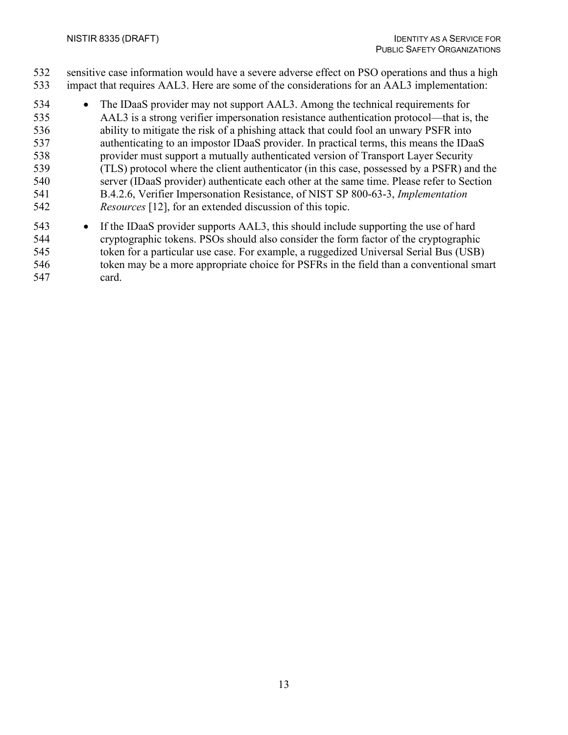sensitive case information would have a severe adverse effect on PSO operations and thus a high impact that requires AAL3. Here are some of the considerations for an AAL3 implementation:

- The IDaaS provider may not support AAL3. Among the technical requirements for AAL3 is a strong verifier impersonation resistance authentication protocol—that is, the ability to mitigate the risk of a phishing attack that could fool an unwary PSFR into authenticating to an impostor IDaaS provider. In practical terms, this means the IDaaS provider must support a mutually authenticated version of Transport Layer Security (TLS) protocol where the client authenticator (in this case, possessed by a PSFR) and the server (IDaaS provider) authenticate each other at the same time. Please refer to Section B.4.2.6, Verifier Impersonation Resistance, of NIST SP 800-63-3, *Implementation Resources* [12], for an extended discussion of this topic.
- If the IDaaS provider supports AAL3, this should include supporting the use of hard cryptographic tokens. PSOs should also consider the form factor of the cryptographic token for a particular use case. For example, a ruggedized Universal Serial Bus (USB) token may be a more appropriate choice for PSFRs in the field than a conventional smart card.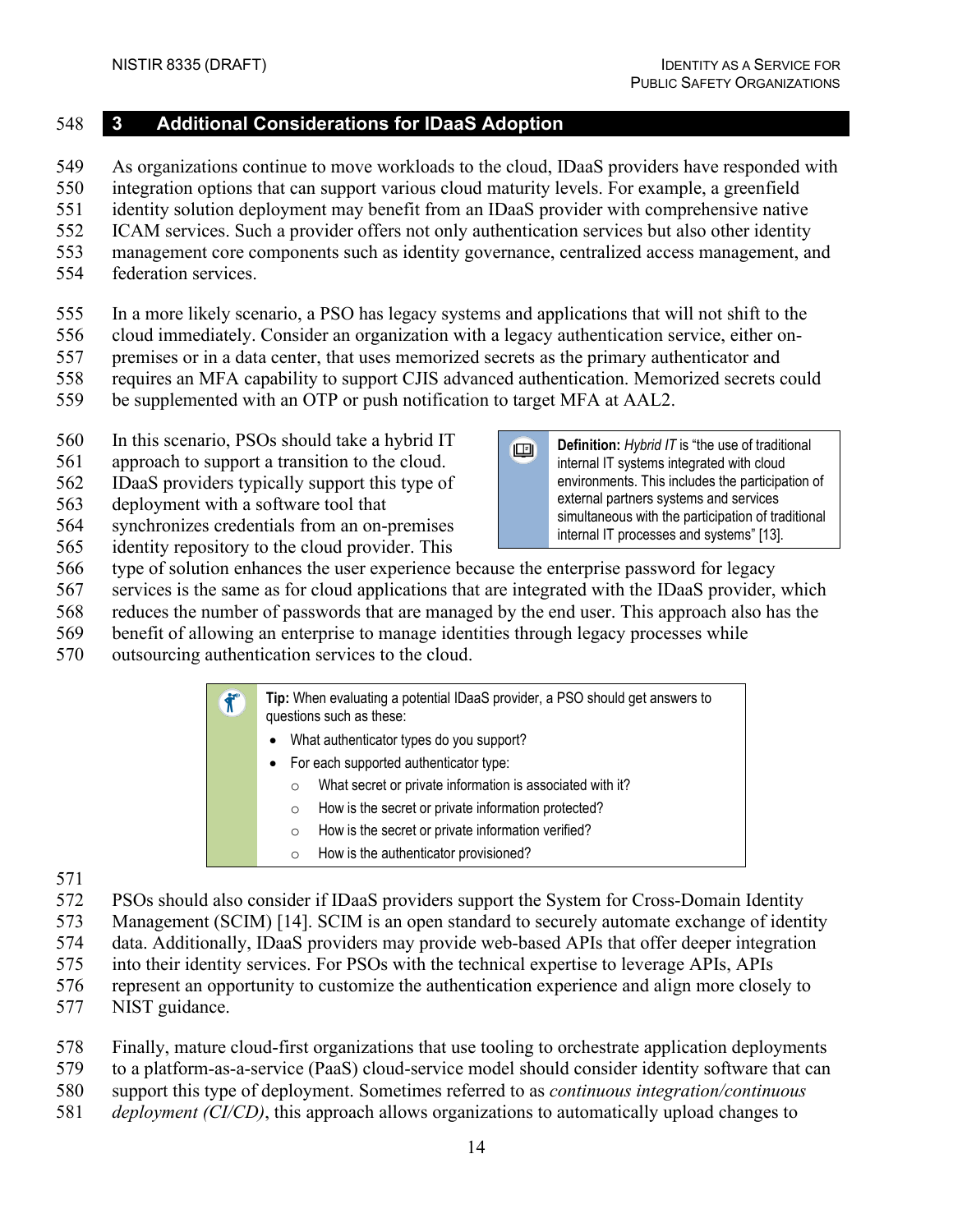# 3 Additional Considerations for IDaaS Adoption

As organizations continue to move workloads to the cloud, IDaaS providers have responded with integration options that can support various cloud maturity levels. For example, a greenfield identity solution deployment may benefit from an IDaaS provider with comprehensive native ICAM services. Such a provider offers not only authentication services but also other identity management core components such as identity governance, centralized access management, and federation services.

In a more likely scenario, a PSO has legacy systems and applications that will not shift to the cloud immediately. Consider an organization with a legacy authentication service, either on-premises or in a data center, that uses memorized secrets as the primary authenticator and requires an MFA capability to support CJIS advanced authentication. Memorized secrets could be supplemented with an OTP or push notification to target MFA at AAL2.

In this scenario, PSOs should take a hybrid IT approach to support a transition to the cloud. IDaaS providers typically support this type of deployment with a software tool that synchronizes credentials from an on-premises identity repository to the cloud provider. This type of solution enhances the user experience because the enterprise password for legacy services is the same as for cloud applications that are integrated with the IDaaS provider, which reduces the number of passwords that are managed by the end user. This approach also has the benefit of allowing an enterprise to manage identities through legacy processes while outsourcing authentication services to the cloud.

> **Definition:** *Hybrid IT* is "the use of traditional internal IT systems integrated with cloud environments. This includes the participation of external partners systems and services simultaneous with the participation of traditional internal IT processes and systems" [13].

> **Tip:** When evaluating a potential IDaaS provider, a PSO should get answers to questions such as these:
>
> - What authenticator types do you support?
> - For each supported authenticator type:
>   - What secret or private information is associated with it?
>   - How is the secret or private information protected?
>   - How is the secret or private information verified?
>   - How is the authenticator provisioned?

PSOs should also consider if IDaaS providers support the System for Cross-Domain Identity Management (SCIM) [14]. SCIM is an open standard to securely automate exchange of identity data. Additionally, IDaaS providers may provide web-based APIs that offer deeper integration into their identity services. For PSOs with the technical expertise to leverage APIs, APIs represent an opportunity to customize the authentication experience and align more closely to NIST guidance.

Finally, mature cloud-first organizations that use tooling to orchestrate application deployments to a platform-as-a-service (PaaS) cloud-service model should consider identity software that can support this type of deployment. Sometimes referred to as *continuous integration/continuous deployment (CI/CD)*, this approach allows organizations to automatically upload changes to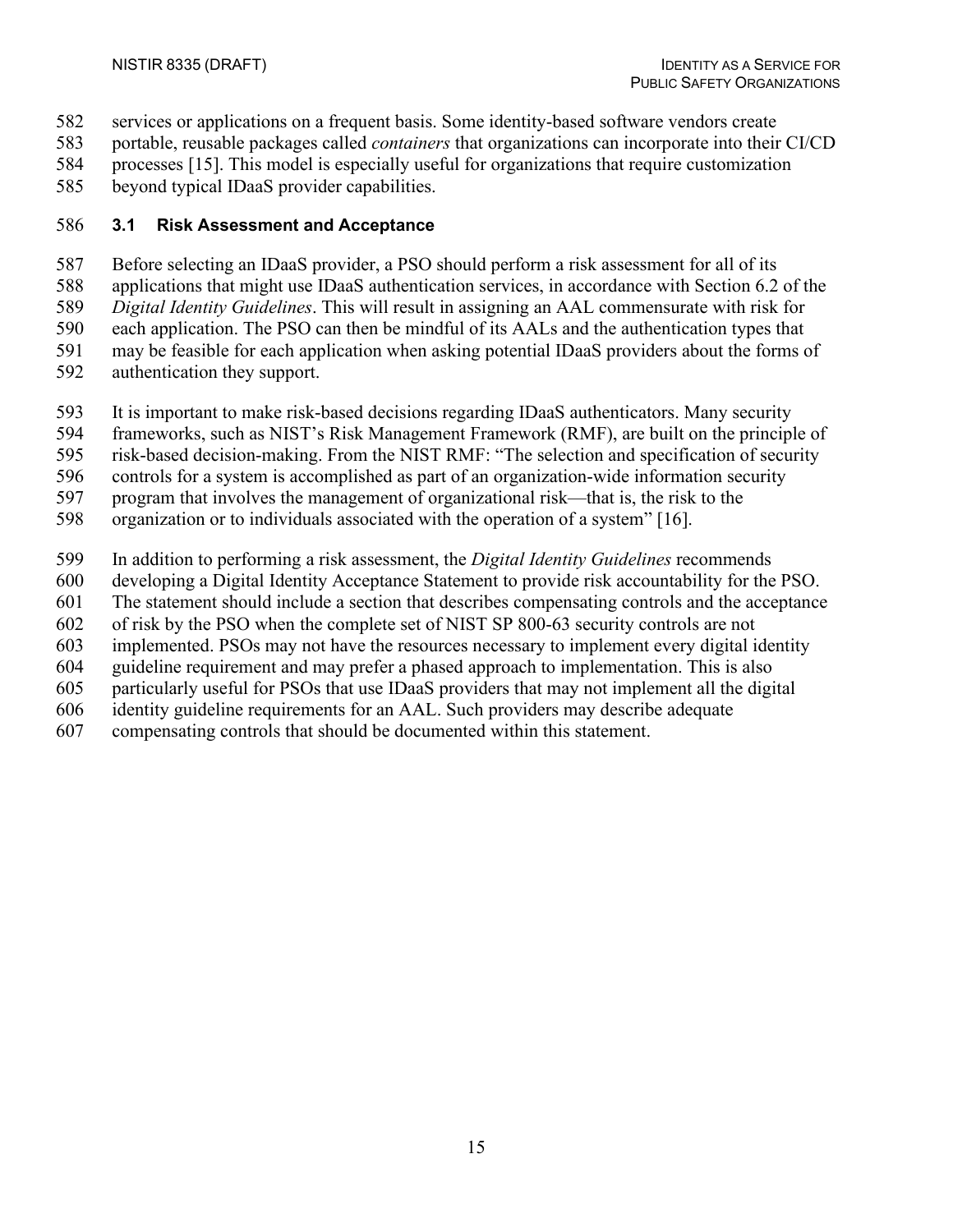services or applications on a frequent basis. Some identity-based software vendors create portable, reusable packages called *containers* that organizations can incorporate into their CI/CD processes [15]. This model is especially useful for organizations that require customization beyond typical IDaaS provider capabilities.

## 3.1 Risk Assessment and Acceptance

Before selecting an IDaaS provider, a PSO should perform a risk assessment for all of its applications that might use IDaaS authentication services, in accordance with Section 6.2 of the *Digital Identity Guidelines*. This will result in assigning an AAL commensurate with risk for each application. The PSO can then be mindful of its AALs and the authentication types that may be feasible for each application when asking potential IDaaS providers about the forms of authentication they support.

It is important to make risk-based decisions regarding IDaaS authenticators. Many security frameworks, such as NIST's Risk Management Framework (RMF), are built on the principle of risk-based decision-making. From the NIST RMF: "The selection and specification of security controls for a system is accomplished as part of an organization-wide information security program that involves the management of organizational risk—that is, the risk to the organization or to individuals associated with the operation of a system" [16].

In addition to performing a risk assessment, the *Digital Identity Guidelines* recommends developing a Digital Identity Acceptance Statement to provide risk accountability for the PSO. The statement should include a section that describes compensating controls and the acceptance of risk by the PSO when the complete set of NIST SP 800-63 security controls are not implemented. PSOs may not have the resources necessary to implement every digital identity guideline requirement and may prefer a phased approach to implementation. This is also particularly useful for PSOs that use IDaaS providers that may not implement all the digital identity guideline requirements for an AAL. Such providers may describe adequate compensating controls that should be documented within this statement.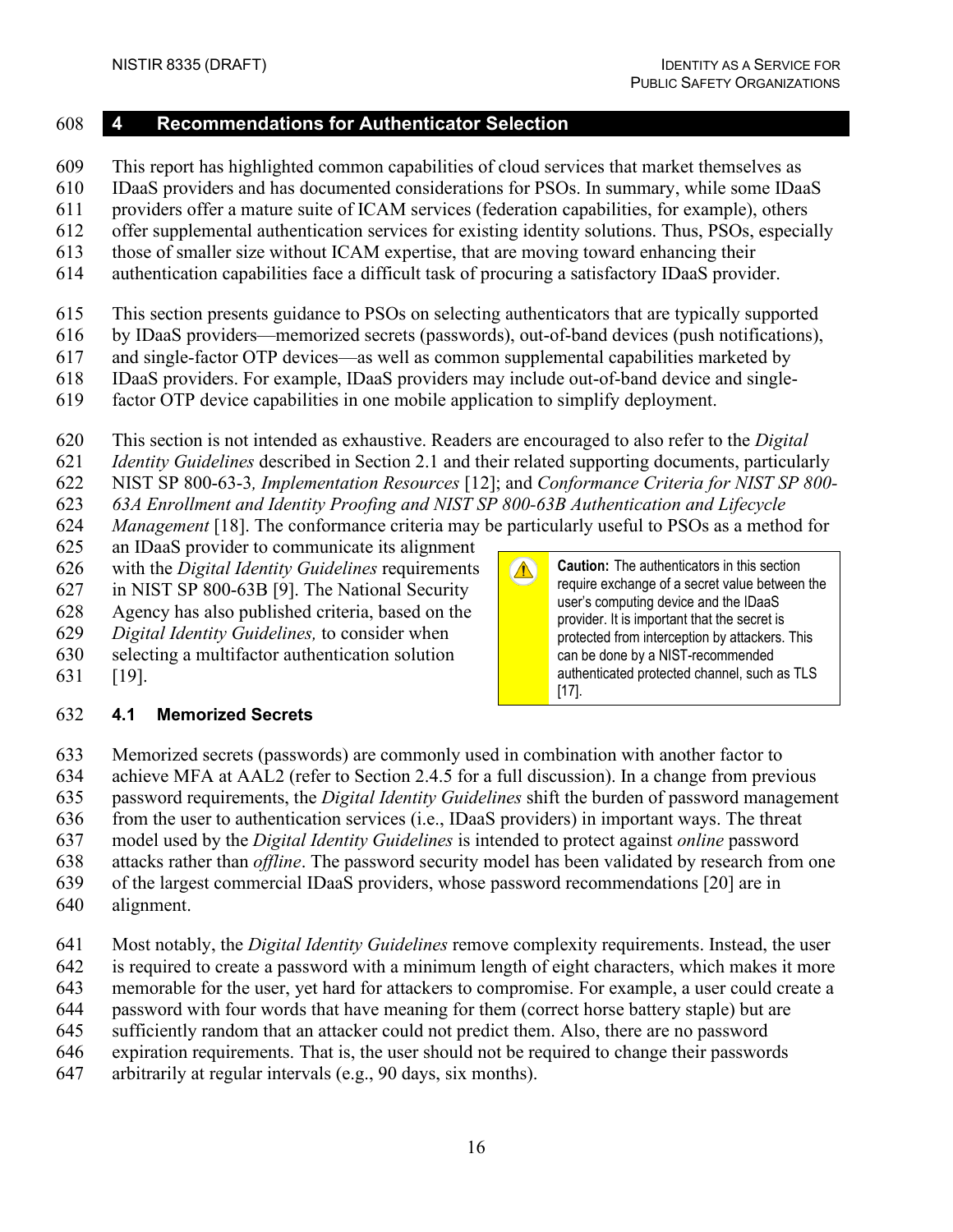# 4 Recommendations for Authenticator Selection

This report has highlighted common capabilities of cloud services that market themselves as IDaaS providers and has documented considerations for PSOs. In summary, while some IDaaS providers offer a mature suite of ICAM services (federation capabilities, for example), others offer supplemental authentication services for existing identity solutions. Thus, PSOs, especially those of smaller size without ICAM expertise, that are moving toward enhancing their authentication capabilities face a difficult task of procuring a satisfactory IDaaS provider.

This section presents guidance to PSOs on selecting authenticators that are typically supported by IDaaS providers—memorized secrets (passwords), out-of-band devices (push notifications), and single-factor OTP devices—as well as common supplemental capabilities marketed by IDaaS providers. For example, IDaaS providers may include out-of-band device and single-factor OTP device capabilities in one mobile application to simplify deployment.

This section is not intended as exhaustive. Readers are encouraged to also refer to the *Digital Identity Guidelines* described in Section 2.1 and their related supporting documents, particularly NIST SP 800-63-3*, Implementation Resources* [12]; and *Conformance Criteria for NIST SP 800-63A Enrollment and Identity Proofing and NIST SP 800-63B Authentication and Lifecycle Management* [18]. The conformance criteria may be particularly useful to PSOs as a method for an IDaaS provider to communicate its alignment with the *Digital Identity Guidelines* requirements in NIST SP 800-63B [9]. The National Security Agency has also published criteria, based on the *Digital Identity Guidelines,* to consider when selecting a multifactor authentication solution [19].

> **Caution:** The authenticators in this section require exchange of a secret value between the user's computing device and the IDaaS provider. It is important that the secret is protected from interception by attackers. This can be done by a NIST-recommended authenticated protected channel, such as TLS [17].

## 4.1 Memorized Secrets

Memorized secrets (passwords) are commonly used in combination with another factor to achieve MFA at AAL2 (refer to Section 2.4.5 for a full discussion). In a change from previous password requirements, the *Digital Identity Guidelines* shift the burden of password management from the user to authentication services (i.e., IDaaS providers) in important ways. The threat model used by the *Digital Identity Guidelines* is intended to protect against *online* password attacks rather than *offline*. The password security model has been validated by research from one of the largest commercial IDaaS providers, whose password recommendations [20] are in alignment.

Most notably, the *Digital Identity Guidelines* remove complexity requirements. Instead, the user is required to create a password with a minimum length of eight characters, which makes it more memorable for the user, yet hard for attackers to compromise. For example, a user could create a password with four words that have meaning for them (correct horse battery staple) but are sufficiently random that an attacker could not predict them. Also, there are no password expiration requirements. That is, the user should not be required to change their passwords arbitrarily at regular intervals (e.g., 90 days, six months).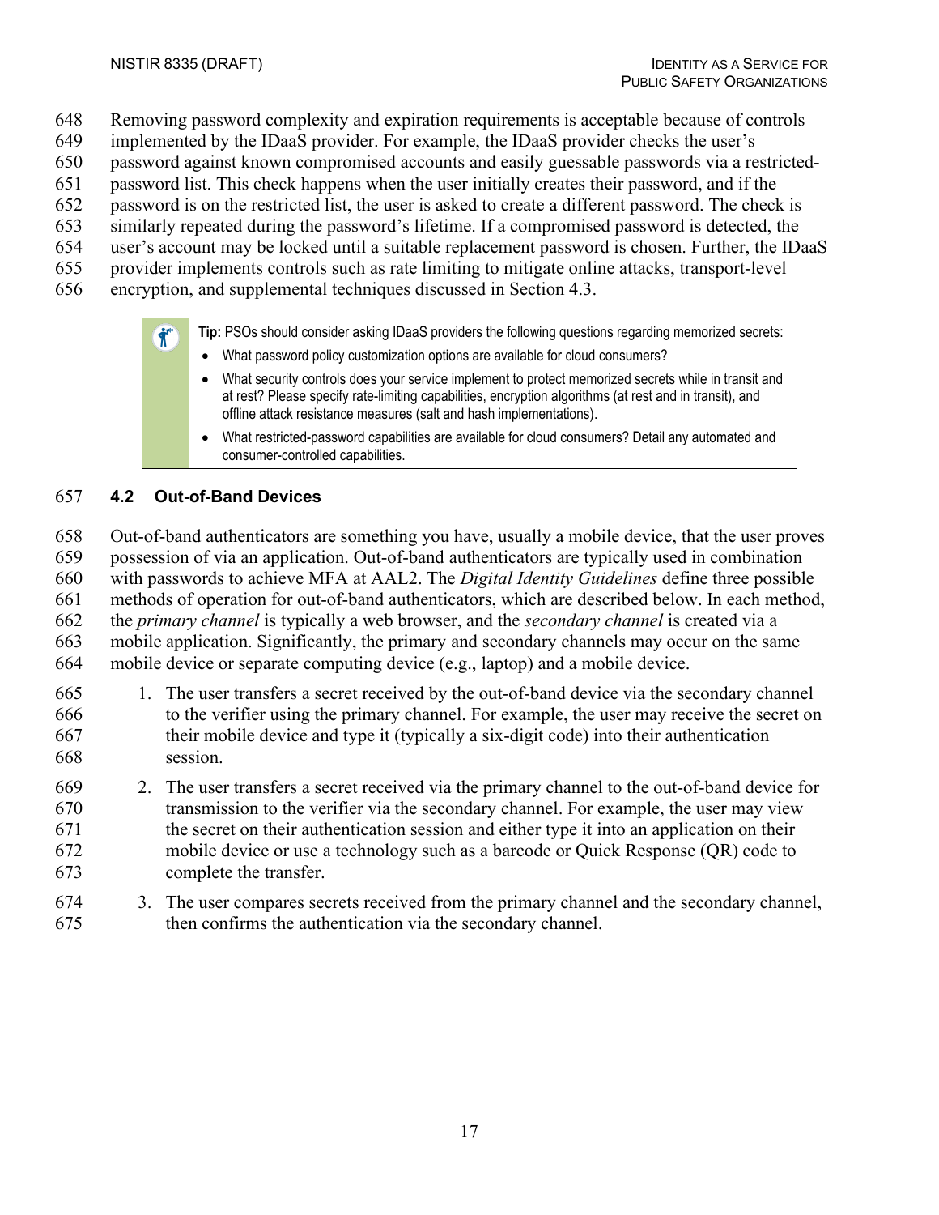Removing password complexity and expiration requirements is acceptable because of controls implemented by the IDaaS provider. For example, the IDaaS provider checks the user's password against known compromised accounts and easily guessable passwords via a restricted-password list. This check happens when the user initially creates their password, and if the password is on the restricted list, the user is asked to create a different password. The check is similarly repeated during the password's lifetime. If a compromised password is detected, the user's account may be locked until a suitable replacement password is chosen. Further, the IDaaS provider implements controls such as rate limiting to mitigate online attacks, transport-level encryption, and supplemental techniques discussed in Section 4.3.

> **Tip:** PSOs should consider asking IDaaS providers the following questions regarding memorized secrets:
>
> - What password policy customization options are available for cloud consumers?
> - What security controls does your service implement to protect memorized secrets while in transit and at rest? Please specify rate-limiting capabilities, encryption algorithms (at rest and in transit), and offline attack resistance measures (salt and hash implementations).
> - What restricted-password capabilities are available for cloud consumers? Detail any automated and consumer-controlled capabilities.

## 4.2 Out-of-Band Devices

Out-of-band authenticators are something you have, usually a mobile device, that the user proves possession of via an application. Out-of-band authenticators are typically used in combination with passwords to achieve MFA at AAL2. The *Digital Identity Guidelines* define three possible methods of operation for out-of-band authenticators, which are described below. In each method, the *primary channel* is typically a web browser, and the *secondary channel* is created via a mobile application. Significantly, the primary and secondary channels may occur on the same mobile device or separate computing device (e.g., laptop) and a mobile device.

1. The user transfers a secret received by the out-of-band device via the secondary channel to the verifier using the primary channel. For example, the user may receive the secret on their mobile device and type it (typically a six-digit code) into their authentication session.
2. The user transfers a secret received via the primary channel to the out-of-band device for transmission to the verifier via the secondary channel. For example, the user may view the secret on their authentication session and either type it into an application on their mobile device or use a technology such as a barcode or Quick Response (QR) code to complete the transfer.
3. The user compares secrets received from the primary channel and the secondary channel, then confirms the authentication via the secondary channel.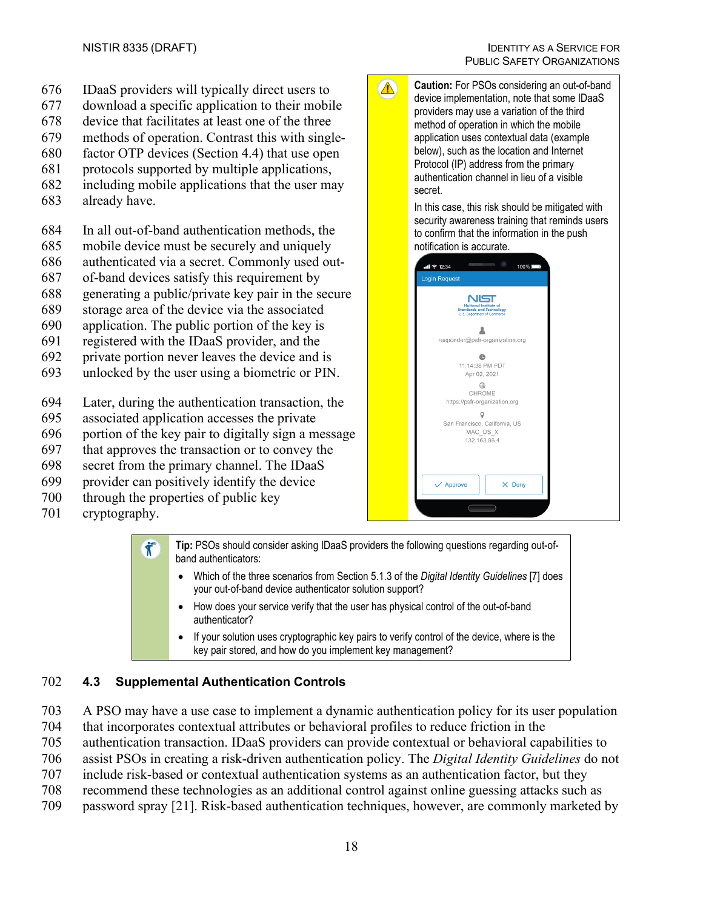IDaaS providers will typically direct users to download a specific application to their mobile device that facilitates at least one of the three methods of operation. Contrast this with single-factor OTP devices (Section 4.4) that use open protocols supported by multiple applications, including mobile applications that the user may already have.

In all out-of-band authentication methods, the mobile device must be securely and uniquely authenticated via a secret. Commonly used out-of-band devices satisfy this requirement by generating a public/private key pair in the secure storage area of the device via the associated application. The public portion of the key is registered with the IDaaS provider, and the private portion never leaves the device and is unlocked by the user using a biometric or PIN.

Later, during the authentication transaction, the associated application accesses the private portion of the key pair to digitally sign a message that approves the transaction or to convey the secret from the primary channel. The IDaaS provider can positively identify the device through the properties of public key cryptography.

**Caution:** For PSOs considering an out-of-band device implementation, note that some IDaaS providers may use a variation of the third method of operation in which the mobile application uses contextual data (example below), such as the location and Internet Protocol (IP) address from the primary authentication channel in lieu of a visible secret.

In this case, this risk should be mitigated with security awareness training that reminds users to confirm that the information in the push notification is accurate.

**Tip:** PSOs should consider asking IDaaS providers the following questions regarding out-of-band authenticators:

- Which of the three scenarios from Section 5.1.3 of the *Digital Identity Guidelines* [7] does your out-of-band device authenticator solution support?
- How does your service verify that the user has physical control of the out-of-band authenticator?
- If your solution uses cryptographic key pairs to verify control of the device, where is the key pair stored, and how do you implement key management?

## 4.3 Supplemental Authentication Controls

A PSO may have a use case to implement a dynamic authentication policy for its user population that incorporates contextual attributes or behavioral profiles to reduce friction in the authentication transaction. IDaaS providers can provide contextual or behavioral capabilities to assist PSOs in creating a risk-driven authentication policy. The *Digital Identity Guidelines* do not include risk-based or contextual authentication systems as an authentication factor, but they recommend these technologies as an additional control against online guessing attacks such as password spray [21]. Risk-based authentication techniques, however, are commonly marketed by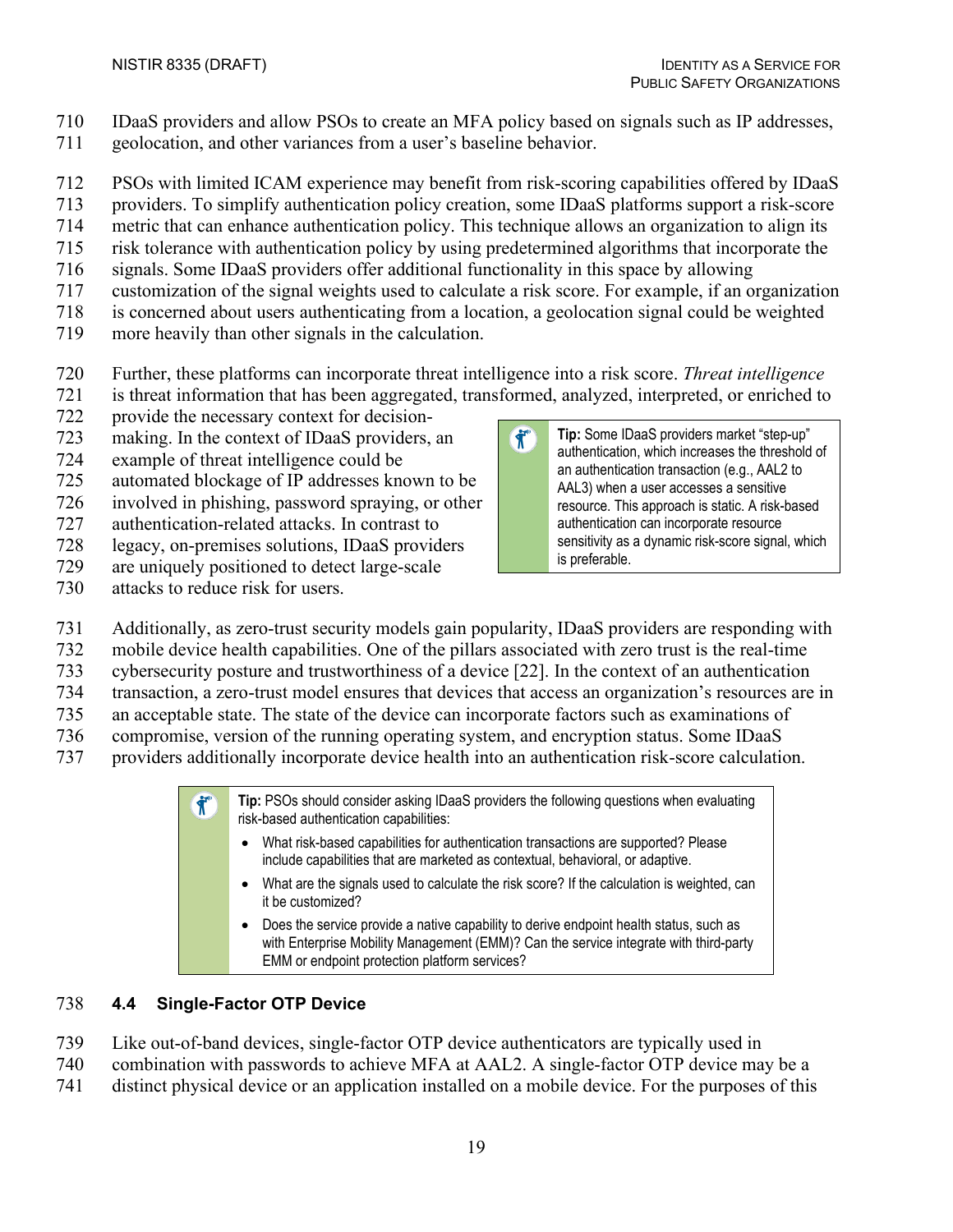IDaaS providers and allow PSOs to create an MFA policy based on signals such as IP addresses, geolocation, and other variances from a user's baseline behavior.

PSOs with limited ICAM experience may benefit from risk-scoring capabilities offered by IDaaS providers. To simplify authentication policy creation, some IDaaS platforms support a risk-score metric that can enhance authentication policy. This technique allows an organization to align its risk tolerance with authentication policy by using predetermined algorithms that incorporate the signals. Some IDaaS providers offer additional functionality in this space by allowing customization of the signal weights used to calculate a risk score. For example, if an organization is concerned about users authenticating from a location, a geolocation signal could be weighted more heavily than other signals in the calculation.

Further, these platforms can incorporate threat intelligence into a risk score. *Threat intelligence* is threat information that has been aggregated, transformed, analyzed, interpreted, or enriched to provide the necessary context for decision-making. In the context of IDaaS providers, an example of threat intelligence could be automated blockage of IP addresses known to be involved in phishing, password spraying, or other authentication-related attacks. In contrast to legacy, on-premises solutions, IDaaS providers are uniquely positioned to detect large-scale attacks to reduce risk for users.

> **Tip:** Some IDaaS providers market "step-up" authentication, which increases the threshold of an authentication transaction (e.g., AAL2 to AAL3) when a user accesses a sensitive resource. This approach is static. A risk-based authentication can incorporate resource sensitivity as a dynamic risk-score signal, which is preferable.

Additionally, as zero-trust security models gain popularity, IDaaS providers are responding with mobile device health capabilities. One of the pillars associated with zero trust is the real-time cybersecurity posture and trustworthiness of a device [22]. In the context of an authentication transaction, a zero-trust model ensures that devices that access an organization's resources are in an acceptable state. The state of the device can incorporate factors such as examinations of compromise, version of the running operating system, and encryption status. Some IDaaS providers additionally incorporate device health into an authentication risk-score calculation.

> **Tip:** PSOs should consider asking IDaaS providers the following questions when evaluating risk-based authentication capabilities:
>
> - What risk-based capabilities for authentication transactions are supported? Please include capabilities that are marketed as contextual, behavioral, or adaptive.
> - What are the signals used to calculate the risk score? If the calculation is weighted, can it be customized?
> - Does the service provide a native capability to derive endpoint health status, such as with Enterprise Mobility Management (EMM)? Can the service integrate with third-party EMM or endpoint protection platform services?

### 4.4 Single-Factor OTP Device

Like out-of-band devices, single-factor OTP device authenticators are typically used in combination with passwords to achieve MFA at AAL2. A single-factor OTP device may be a distinct physical device or an application installed on a mobile device. For the purposes of this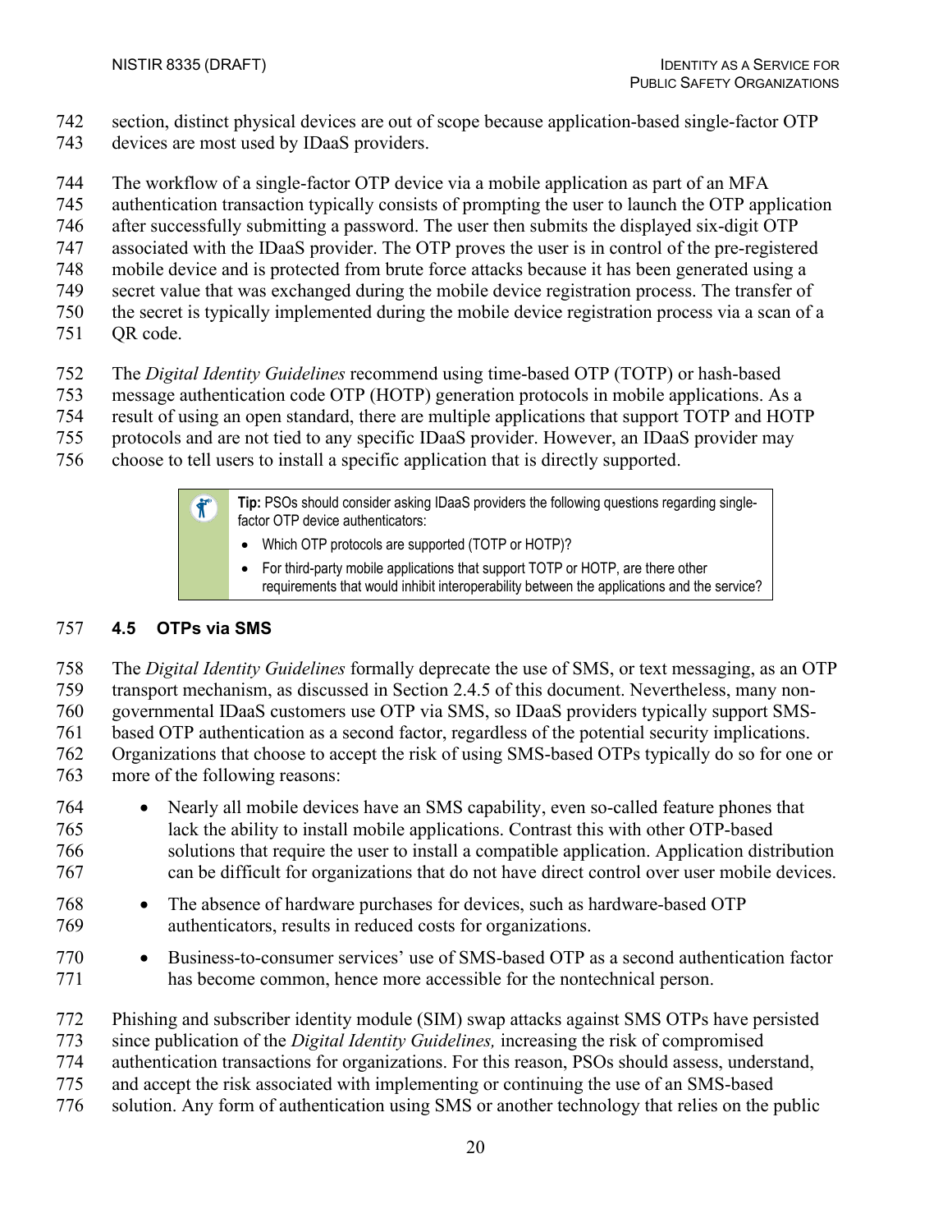section, distinct physical devices are out of scope because application-based single-factor OTP devices are most used by IDaaS providers.

The workflow of a single-factor OTP device via a mobile application as part of an MFA authentication transaction typically consists of prompting the user to launch the OTP application after successfully submitting a password. The user then submits the displayed six-digit OTP associated with the IDaaS provider. The OTP proves the user is in control of the pre-registered mobile device and is protected from brute force attacks because it has been generated using a secret value that was exchanged during the mobile device registration process. The transfer of the secret is typically implemented during the mobile device registration process via a scan of a QR code.

The *Digital Identity Guidelines* recommend using time-based OTP (TOTP) or hash-based message authentication code OTP (HOTP) generation protocols in mobile applications. As a result of using an open standard, there are multiple applications that support TOTP and HOTP protocols and are not tied to any specific IDaaS provider. However, an IDaaS provider may choose to tell users to install a specific application that is directly supported.

> **Tip:** PSOs should consider asking IDaaS providers the following questions regarding single-factor OTP device authenticators:
>
> - Which OTP protocols are supported (TOTP or HOTP)?
> - For third-party mobile applications that support TOTP or HOTP, are there other requirements that would inhibit interoperability between the applications and the service?

## 4.5 OTPs via SMS

The *Digital Identity Guidelines* formally deprecate the use of SMS, or text messaging, as an OTP transport mechanism, as discussed in Section 2.4.5 of this document. Nevertheless, many non-governmental IDaaS customers use OTP via SMS, so IDaaS providers typically support SMS-based OTP authentication as a second factor, regardless of the potential security implications. Organizations that choose to accept the risk of using SMS-based OTPs typically do so for one or more of the following reasons:

- Nearly all mobile devices have an SMS capability, even so-called feature phones that lack the ability to install mobile applications. Contrast this with other OTP-based solutions that require the user to install a compatible application. Application distribution can be difficult for organizations that do not have direct control over user mobile devices.
- The absence of hardware purchases for devices, such as hardware-based OTP authenticators, results in reduced costs for organizations.
- Business-to-consumer services' use of SMS-based OTP as a second authentication factor has become common, hence more accessible for the nontechnical person.

Phishing and subscriber identity module (SIM) swap attacks against SMS OTPs have persisted since publication of the *Digital Identity Guidelines,* increasing the risk of compromised authentication transactions for organizations. For this reason, PSOs should assess, understand, and accept the risk associated with implementing or continuing the use of an SMS-based solution. Any form of authentication using SMS or another technology that relies on the public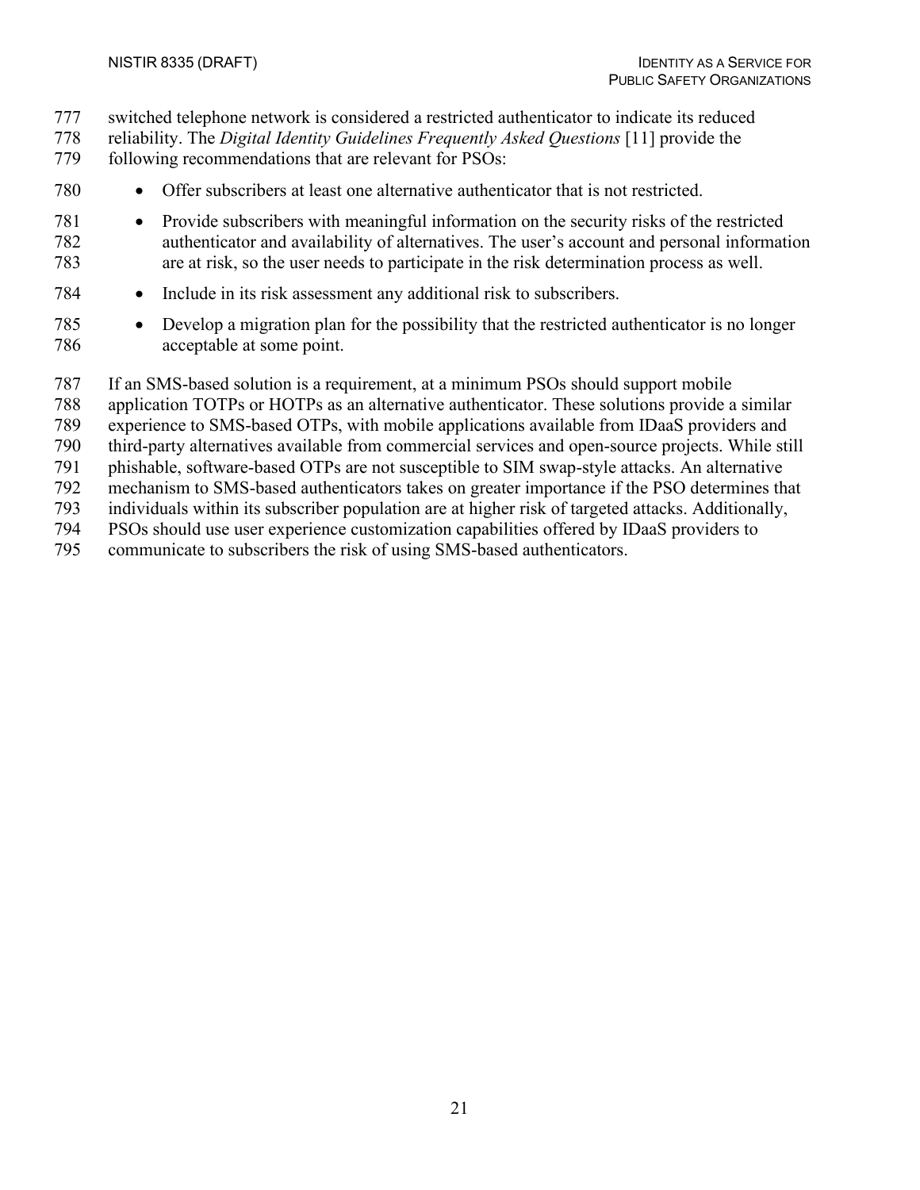switched telephone network is considered a restricted authenticator to indicate its reduced reliability. The *Digital Identity Guidelines Frequently Asked Questions* [11] provide the following recommendations that are relevant for PSOs:

- Offer subscribers at least one alternative authenticator that is not restricted.
- Provide subscribers with meaningful information on the security risks of the restricted authenticator and availability of alternatives. The user's account and personal information are at risk, so the user needs to participate in the risk determination process as well.
- Include in its risk assessment any additional risk to subscribers.
- Develop a migration plan for the possibility that the restricted authenticator is no longer acceptable at some point.

If an SMS-based solution is a requirement, at a minimum PSOs should support mobile application TOTPs or HOTPs as an alternative authenticator. These solutions provide a similar experience to SMS-based OTPs, with mobile applications available from IDaaS providers and third-party alternatives available from commercial services and open-source projects. While still phishable, software-based OTPs are not susceptible to SIM swap-style attacks. An alternative mechanism to SMS-based authenticators takes on greater importance if the PSO determines that individuals within its subscriber population are at higher risk of targeted attacks. Additionally, PSOs should use user experience customization capabilities offered by IDaaS providers to communicate to subscribers the risk of using SMS-based authenticators.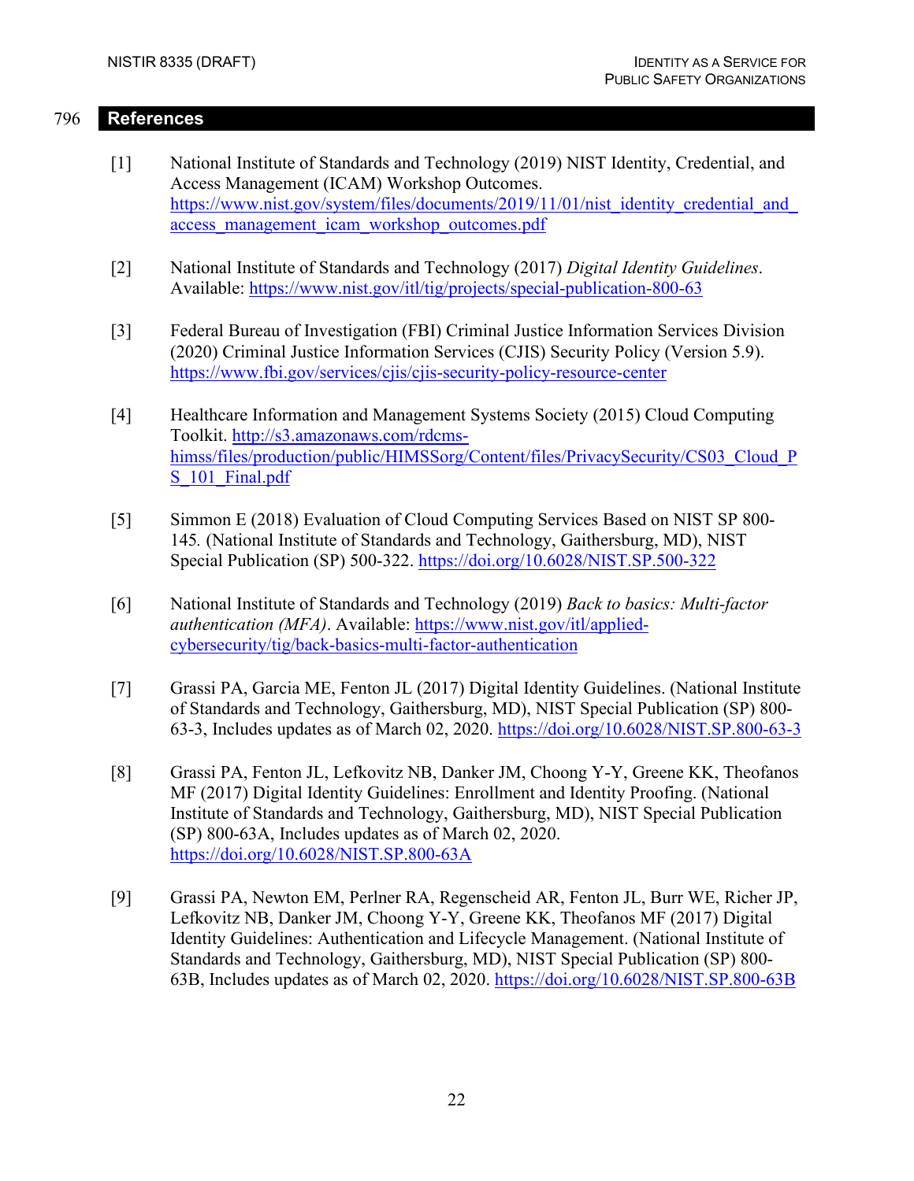## References

[1] National Institute of Standards and Technology (2019) NIST Identity, Credential, and Access Management (ICAM) Workshop Outcomes. https://www.nist.gov/system/files/documents/2019/11/01/nist_identity_credential_and_access_management_icam_workshop_outcomes.pdf

[2] National Institute of Standards and Technology (2017) *Digital Identity Guidelines*. Available: https://www.nist.gov/itl/tig/projects/special-publication-800-63

[3] Federal Bureau of Investigation (FBI) Criminal Justice Information Services Division (2020) Criminal Justice Information Services (CJIS) Security Policy (Version 5.9). https://www.fbi.gov/services/cjis/cjis-security-policy-resource-center

[4] Healthcare Information and Management Systems Society (2015) Cloud Computing Toolkit. http://s3.amazonaws.com/rdcms-himss/files/production/public/HIMSSorg/Content/files/PrivacySecurity/CS03_Cloud_PS_101_Final.pdf

[5] Simmon E (2018) Evaluation of Cloud Computing Services Based on NIST SP 800-145*.* (National Institute of Standards and Technology, Gaithersburg, MD), NIST Special Publication (SP) 500-322. https://doi.org/10.6028/NIST.SP.500-322

[6] National Institute of Standards and Technology (2019) *Back to basics: Multi-factor authentication (MFA)*. Available: https://www.nist.gov/itl/applied-cybersecurity/tig/back-basics-multi-factor-authentication

[7] Grassi PA, Garcia ME, Fenton JL (2017) Digital Identity Guidelines. (National Institute of Standards and Technology, Gaithersburg, MD), NIST Special Publication (SP) 800-63-3, Includes updates as of March 02, 2020. https://doi.org/10.6028/NIST.SP.800-63-3

[8] Grassi PA, Fenton JL, Lefkovitz NB, Danker JM, Choong Y-Y, Greene KK, Theofanos MF (2017) Digital Identity Guidelines: Enrollment and Identity Proofing. (National Institute of Standards and Technology, Gaithersburg, MD), NIST Special Publication (SP) 800-63A, Includes updates as of March 02, 2020. https://doi.org/10.6028/NIST.SP.800-63A

[9] Grassi PA, Newton EM, Perlner RA, Regenscheid AR, Fenton JL, Burr WE, Richer JP, Lefkovitz NB, Danker JM, Choong Y-Y, Greene KK, Theofanos MF (2017) Digital Identity Guidelines: Authentication and Lifecycle Management. (National Institute of Standards and Technology, Gaithersburg, MD), NIST Special Publication (SP) 800-63B, Includes updates as of March 02, 2020. https://doi.org/10.6028/NIST.SP.800-63B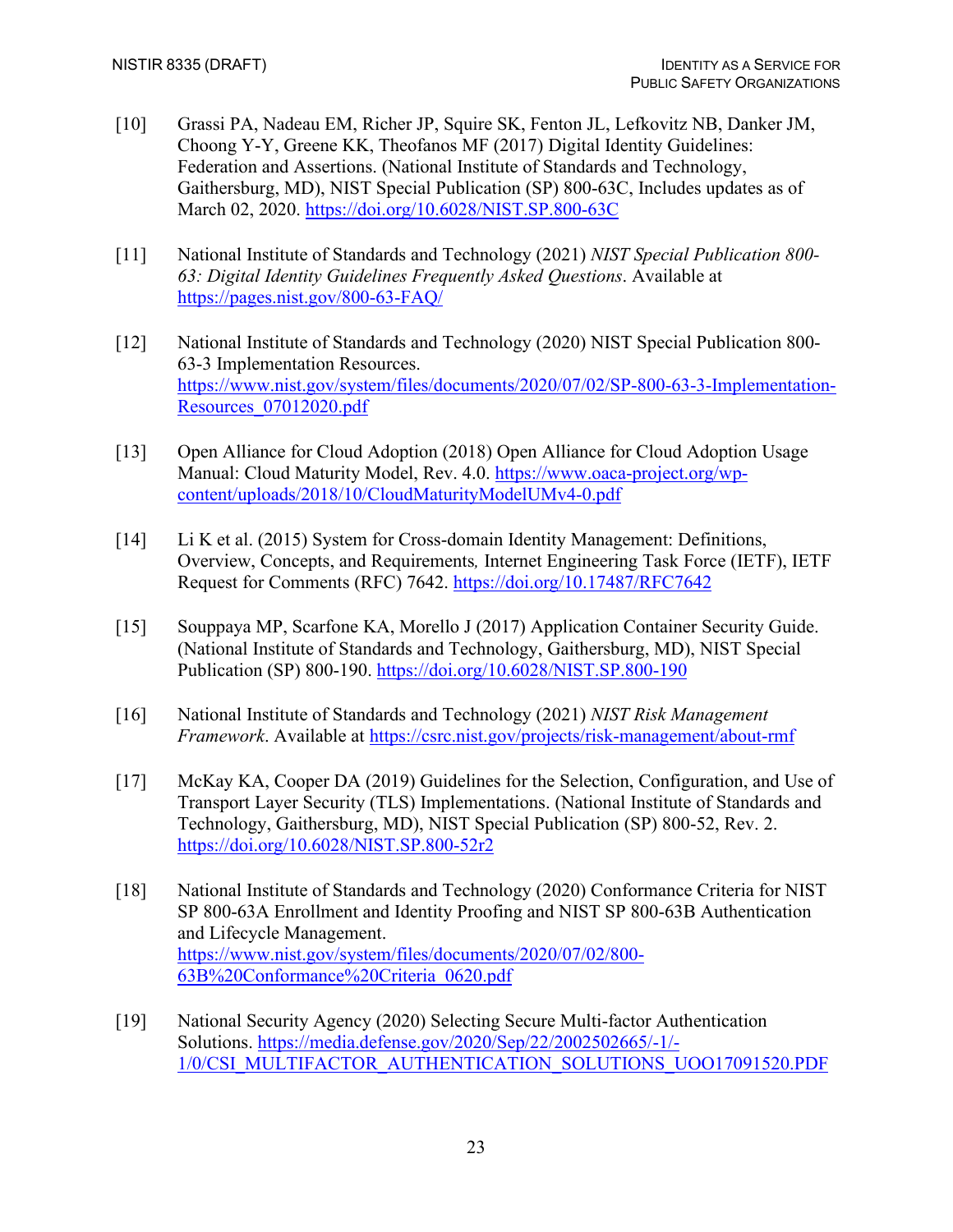[10] Grassi PA, Nadeau EM, Richer JP, Squire SK, Fenton JL, Lefkovitz NB, Danker JM, Choong Y-Y, Greene KK, Theofanos MF (2017) Digital Identity Guidelines: Federation and Assertions. (National Institute of Standards and Technology, Gaithersburg, MD), NIST Special Publication (SP) 800-63C, Includes updates as of March 02, 2020. https://doi.org/10.6028/NIST.SP.800-63C

[11] National Institute of Standards and Technology (2021) *NIST Special Publication 800-63: Digital Identity Guidelines Frequently Asked Questions*. Available at https://pages.nist.gov/800-63-FAQ/

[12] National Institute of Standards and Technology (2020) NIST Special Publication 800-63-3 Implementation Resources. https://www.nist.gov/system/files/documents/2020/07/02/SP-800-63-3-Implementation-Resources_07012020.pdf

[13] Open Alliance for Cloud Adoption (2018) Open Alliance for Cloud Adoption Usage Manual: Cloud Maturity Model, Rev. 4.0. https://www.oaca-project.org/wp-content/uploads/2018/10/CloudMaturityModelUMv4-0.pdf

[14] Li K et al. (2015) System for Cross-domain Identity Management: Definitions, Overview, Concepts, and Requirements*,* Internet Engineering Task Force (IETF), IETF Request for Comments (RFC) 7642. https://doi.org/10.17487/RFC7642

[15] Souppaya MP, Scarfone KA, Morello J (2017) Application Container Security Guide. (National Institute of Standards and Technology, Gaithersburg, MD), NIST Special Publication (SP) 800-190. https://doi.org/10.6028/NIST.SP.800-190

[16] National Institute of Standards and Technology (2021) *NIST Risk Management Framework*. Available at https://csrc.nist.gov/projects/risk-management/about-rmf

[17] McKay KA, Cooper DA (2019) Guidelines for the Selection, Configuration, and Use of Transport Layer Security (TLS) Implementations. (National Institute of Standards and Technology, Gaithersburg, MD), NIST Special Publication (SP) 800-52, Rev. 2. https://doi.org/10.6028/NIST.SP.800-52r2

[18] National Institute of Standards and Technology (2020) Conformance Criteria for NIST SP 800-63A Enrollment and Identity Proofing and NIST SP 800-63B Authentication and Lifecycle Management. https://www.nist.gov/system/files/documents/2020/07/02/800-63B%20Conformance%20Criteria_0620.pdf

[19] National Security Agency (2020) Selecting Secure Multi-factor Authentication Solutions. https://media.defense.gov/2020/Sep/22/2002502665/-1/-1/0/CSI_MULTIFACTOR_AUTHENTICATION_SOLUTIONS_UOO17091520.PDF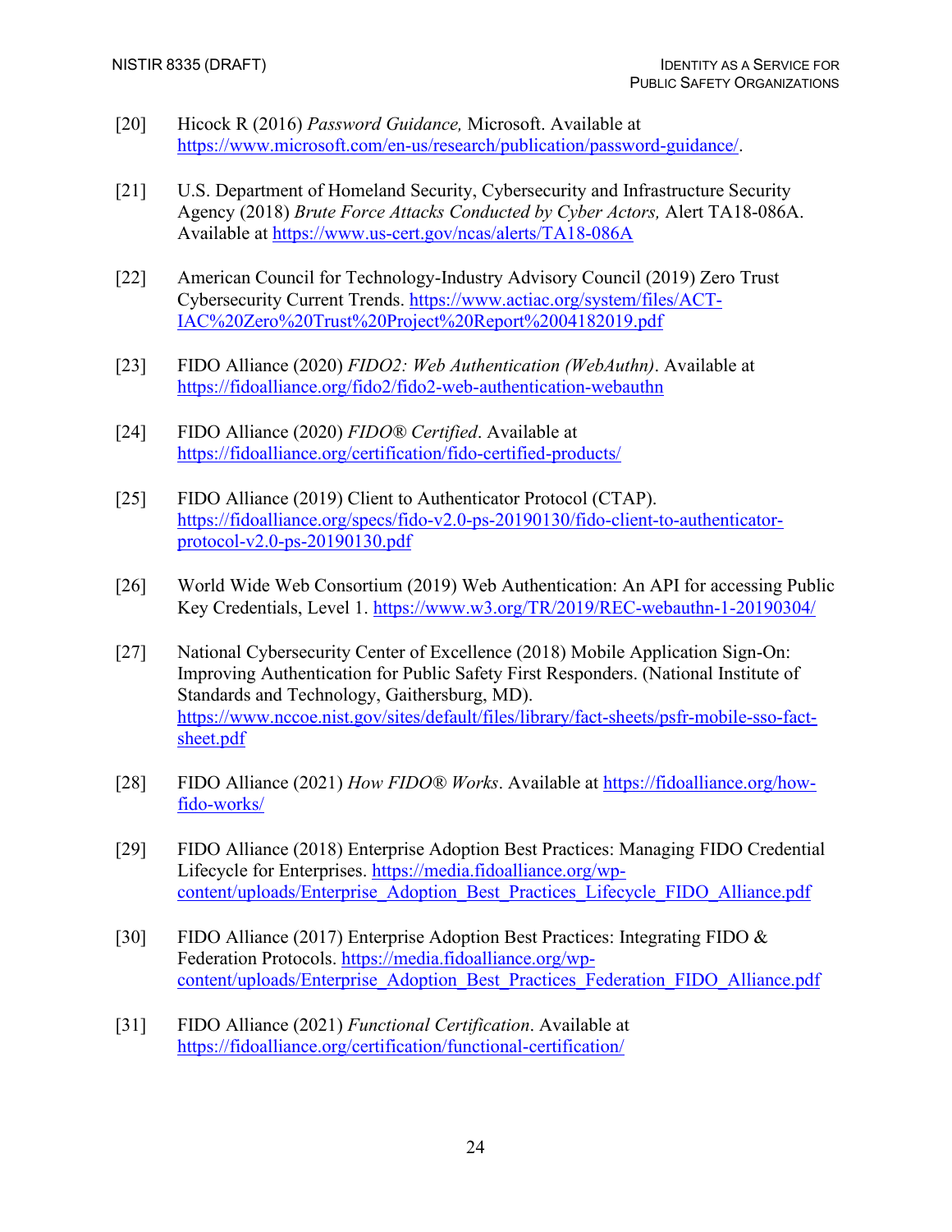[20] Hicock R (2016) *Password Guidance,* Microsoft. Available at https://www.microsoft.com/en-us/research/publication/password-guidance/.

[21] U.S. Department of Homeland Security, Cybersecurity and Infrastructure Security Agency (2018) *Brute Force Attacks Conducted by Cyber Actors,* Alert TA18-086A. Available at https://www.us-cert.gov/ncas/alerts/TA18-086A

[22] American Council for Technology-Industry Advisory Council (2019) Zero Trust Cybersecurity Current Trends. https://www.actiac.org/system/files/ACT-IAC%20Zero%20Trust%20Project%20Report%2004182019.pdf

[23] FIDO Alliance (2020) *FIDO2: Web Authentication (WebAuthn)*. Available at https://fidoalliance.org/fido2/fido2-web-authentication-webauthn

[24] FIDO Alliance (2020) *FIDO® Certified*. Available at https://fidoalliance.org/certification/fido-certified-products/

[25] FIDO Alliance (2019) Client to Authenticator Protocol (CTAP). https://fidoalliance.org/specs/fido-v2.0-ps-20190130/fido-client-to-authenticator-protocol-v2.0-ps-20190130.pdf

[26] World Wide Web Consortium (2019) Web Authentication: An API for accessing Public Key Credentials, Level 1. https://www.w3.org/TR/2019/REC-webauthn-1-20190304/

[27] National Cybersecurity Center of Excellence (2018) Mobile Application Sign-On: Improving Authentication for Public Safety First Responders. (National Institute of Standards and Technology, Gaithersburg, MD). https://www.nccoe.nist.gov/sites/default/files/library/fact-sheets/psfr-mobile-sso-fact-sheet.pdf

[28] FIDO Alliance (2021) *How FIDO® Works*. Available at https://fidoalliance.org/how-fido-works/

[29] FIDO Alliance (2018) Enterprise Adoption Best Practices: Managing FIDO Credential Lifecycle for Enterprises. https://media.fidoalliance.org/wp-content/uploads/Enterprise_Adoption_Best_Practices_Lifecycle_FIDO_Alliance.pdf

[30] FIDO Alliance (2017) Enterprise Adoption Best Practices: Integrating FIDO & Federation Protocols. https://media.fidoalliance.org/wp-content/uploads/Enterprise_Adoption_Best_Practices_Federation_FIDO_Alliance.pdf

[31] FIDO Alliance (2021) *Functional Certification*. Available at https://fidoalliance.org/certification/functional-certification/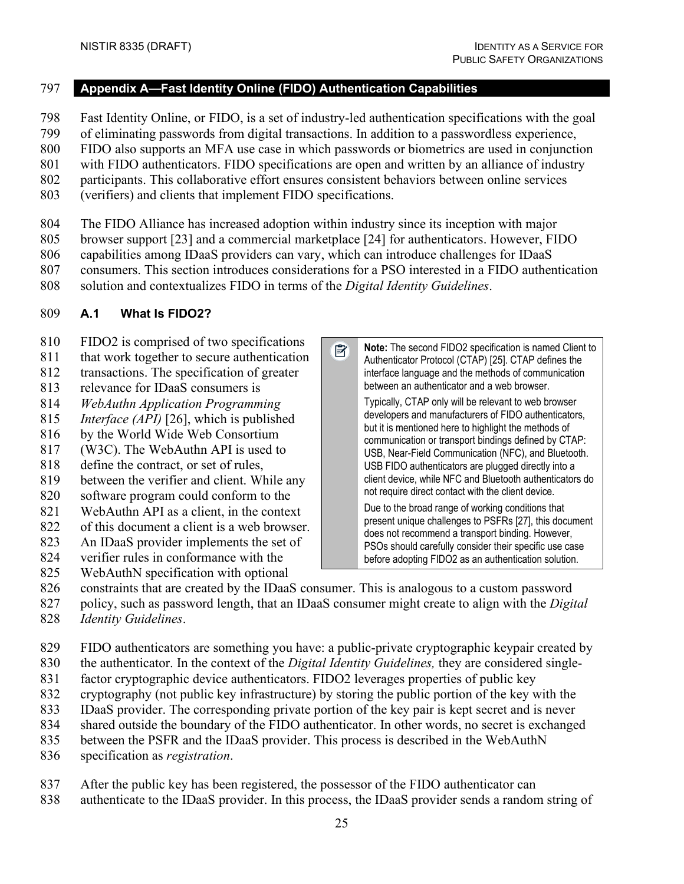## Appendix A—Fast Identity Online (FIDO) Authentication Capabilities

Fast Identity Online, or FIDO, is a set of industry-led authentication specifications with the goal of eliminating passwords from digital transactions. In addition to a passwordless experience, FIDO also supports an MFA use case in which passwords or biometrics are used in conjunction with FIDO authenticators. FIDO specifications are open and written by an alliance of industry participants. This collaborative effort ensures consistent behaviors between online services (verifiers) and clients that implement FIDO specifications.

The FIDO Alliance has increased adoption within industry since its inception with major browser support [23] and a commercial marketplace [24] for authenticators. However, FIDO capabilities among IDaaS providers can vary, which can introduce challenges for IDaaS consumers. This section introduces considerations for a PSO interested in a FIDO authentication solution and contextualizes FIDO in terms of the *Digital Identity Guidelines*.

### A.1 What Is FIDO2?

FIDO2 is comprised of two specifications that work together to secure authentication transactions. The specification of greater relevance for IDaaS consumers is *WebAuthn Application Programming Interface (API)* [26], which is published by the World Wide Web Consortium (W3C). The WebAuthn API is used to define the contract, or set of rules, between the verifier and client. While any software program could conform to the WebAuthn API as a client, in the context of this document a client is a web browser. An IDaaS provider implements the set of verifier rules in conformance with the WebAuthN specification with optional constraints that are created by the IDaaS consumer. This is analogous to a custom password policy, such as password length, that an IDaaS consumer might create to align with the *Digital Identity Guidelines*.

> **Note:** The second FIDO2 specification is named Client to Authenticator Protocol (CTAP) [25]. CTAP defines the interface language and the methods of communication between an authenticator and a web browser.
>
> Typically, CTAP only will be relevant to web browser developers and manufacturers of FIDO authenticators, but it is mentioned here to highlight the methods of communication or transport bindings defined by CTAP: USB, Near-Field Communication (NFC), and Bluetooth. USB FIDO authenticators are plugged directly into a client device, while NFC and Bluetooth authenticators do not require direct contact with the client device.
>
> Due to the broad range of working conditions that present unique challenges to PSFRs [27], this document does not recommend a transport binding. However, PSOs should carefully consider their specific use case before adopting FIDO2 as an authentication solution.

FIDO authenticators are something you have: a public-private cryptographic keypair created by the authenticator. In the context of the *Digital Identity Guidelines,* they are considered single-factor cryptographic device authenticators. FIDO2 leverages properties of public key cryptography (not public key infrastructure) by storing the public portion of the key with the IDaaS provider. The corresponding private portion of the key pair is kept secret and is never shared outside the boundary of the FIDO authenticator. In other words, no secret is exchanged between the PSFR and the IDaaS provider. This process is described in the WebAuthN specification as *registration*.

After the public key has been registered, the possessor of the FIDO authenticator can authenticate to the IDaaS provider. In this process, the IDaaS provider sends a random string of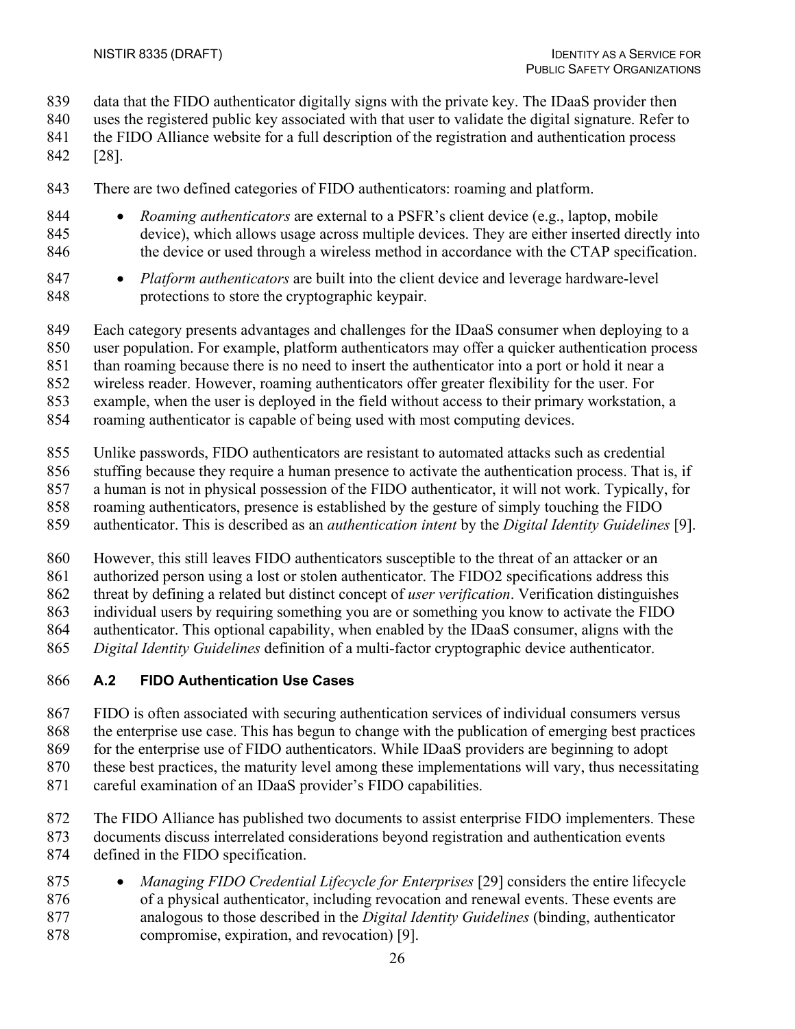data that the FIDO authenticator digitally signs with the private key. The IDaaS provider then uses the registered public key associated with that user to validate the digital signature. Refer to the FIDO Alliance website for a full description of the registration and authentication process [28].

There are two defined categories of FIDO authenticators: roaming and platform.

- *Roaming authenticators* are external to a PSFR's client device (e.g., laptop, mobile device), which allows usage across multiple devices. They are either inserted directly into the device or used through a wireless method in accordance with the CTAP specification.
- *Platform authenticators* are built into the client device and leverage hardware-level protections to store the cryptographic keypair.

Each category presents advantages and challenges for the IDaaS consumer when deploying to a user population. For example, platform authenticators may offer a quicker authentication process than roaming because there is no need to insert the authenticator into a port or hold it near a wireless reader. However, roaming authenticators offer greater flexibility for the user. For example, when the user is deployed in the field without access to their primary workstation, a roaming authenticator is capable of being used with most computing devices.

Unlike passwords, FIDO authenticators are resistant to automated attacks such as credential stuffing because they require a human presence to activate the authentication process. That is, if a human is not in physical possession of the FIDO authenticator, it will not work. Typically, for roaming authenticators, presence is established by the gesture of simply touching the FIDO authenticator. This is described as an *authentication intent* by the *Digital Identity Guidelines* [9].

However, this still leaves FIDO authenticators susceptible to the threat of an attacker or an authorized person using a lost or stolen authenticator. The FIDO2 specifications address this threat by defining a related but distinct concept of *user verification*. Verification distinguishes individual users by requiring something you are or something you know to activate the FIDO authenticator. This optional capability, when enabled by the IDaaS consumer, aligns with the *Digital Identity Guidelines* definition of a multi-factor cryptographic device authenticator.

### A.2 FIDO Authentication Use Cases

FIDO is often associated with securing authentication services of individual consumers versus the enterprise use case. This has begun to change with the publication of emerging best practices for the enterprise use of FIDO authenticators. While IDaaS providers are beginning to adopt these best practices, the maturity level among these implementations will vary, thus necessitating careful examination of an IDaaS provider's FIDO capabilities.

The FIDO Alliance has published two documents to assist enterprise FIDO implementers. These documents discuss interrelated considerations beyond registration and authentication events defined in the FIDO specification.

- *Managing FIDO Credential Lifecycle for Enterprises* [29] considers the entire lifecycle of a physical authenticator, including revocation and renewal events. These events are analogous to those described in the *Digital Identity Guidelines* (binding, authenticator compromise, expiration, and revocation) [9].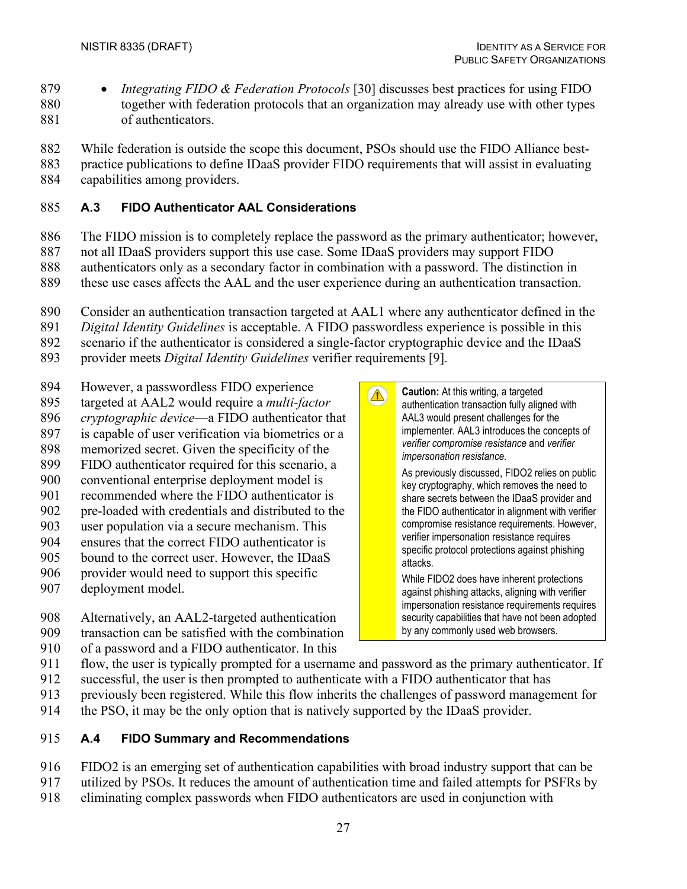- *Integrating FIDO & Federation Protocols* [30] discusses best practices for using FIDO together with federation protocols that an organization may already use with other types of authenticators.

While federation is outside the scope this document, PSOs should use the FIDO Alliance best-practice publications to define IDaaS provider FIDO requirements that will assist in evaluating capabilities among providers.

## A.3 FIDO Authenticator AAL Considerations

The FIDO mission is to completely replace the password as the primary authenticator; however, not all IDaaS providers support this use case. Some IDaaS providers may support FIDO authenticators only as a secondary factor in combination with a password. The distinction in these use cases affects the AAL and the user experience during an authentication transaction.

Consider an authentication transaction targeted at AAL1 where any authenticator defined in the *Digital Identity Guidelines* is acceptable. A FIDO passwordless experience is possible in this scenario if the authenticator is considered a single-factor cryptographic device and the IDaaS provider meets *Digital Identity Guidelines* verifier requirements [9].

However, a passwordless FIDO experience targeted at AAL2 would require a *multi-factor cryptographic device*—a FIDO authenticator that is capable of user verification via biometrics or a memorized secret. Given the specificity of the FIDO authenticator required for this scenario, a conventional enterprise deployment model is recommended where the FIDO authenticator is pre-loaded with credentials and distributed to the user population via a secure mechanism. This ensures that the correct FIDO authenticator is bound to the correct user. However, the IDaaS provider would need to support this specific deployment model.

> **Caution:** At this writing, a targeted authentication transaction fully aligned with AAL3 would present challenges for the implementer. AAL3 introduces the concepts of *verifier compromise resistance* and *verifier impersonation resistance*.
>
> As previously discussed, FIDO2 relies on public key cryptography, which removes the need to share secrets between the IDaaS provider and the FIDO authenticator in alignment with verifier compromise resistance requirements. However, verifier impersonation resistance requires specific protocol protections against phishing attacks.
>
> While FIDO2 does have inherent protections against phishing attacks, aligning with verifier impersonation resistance requirements requires security capabilities that have not been adopted by any commonly used web browsers.

Alternatively, an AAL2-targeted authentication transaction can be satisfied with the combination of a password and a FIDO authenticator. In this flow, the user is typically prompted for a username and password as the primary authenticator. If successful, the user is then prompted to authenticate with a FIDO authenticator that has previously been registered. While this flow inherits the challenges of password management for the PSO, it may be the only option that is natively supported by the IDaaS provider.

## A.4 FIDO Summary and Recommendations

FIDO2 is an emerging set of authentication capabilities with broad industry support that can be utilized by PSOs. It reduces the amount of authentication time and failed attempts for PSFRs by eliminating complex passwords when FIDO authenticators are used in conjunction with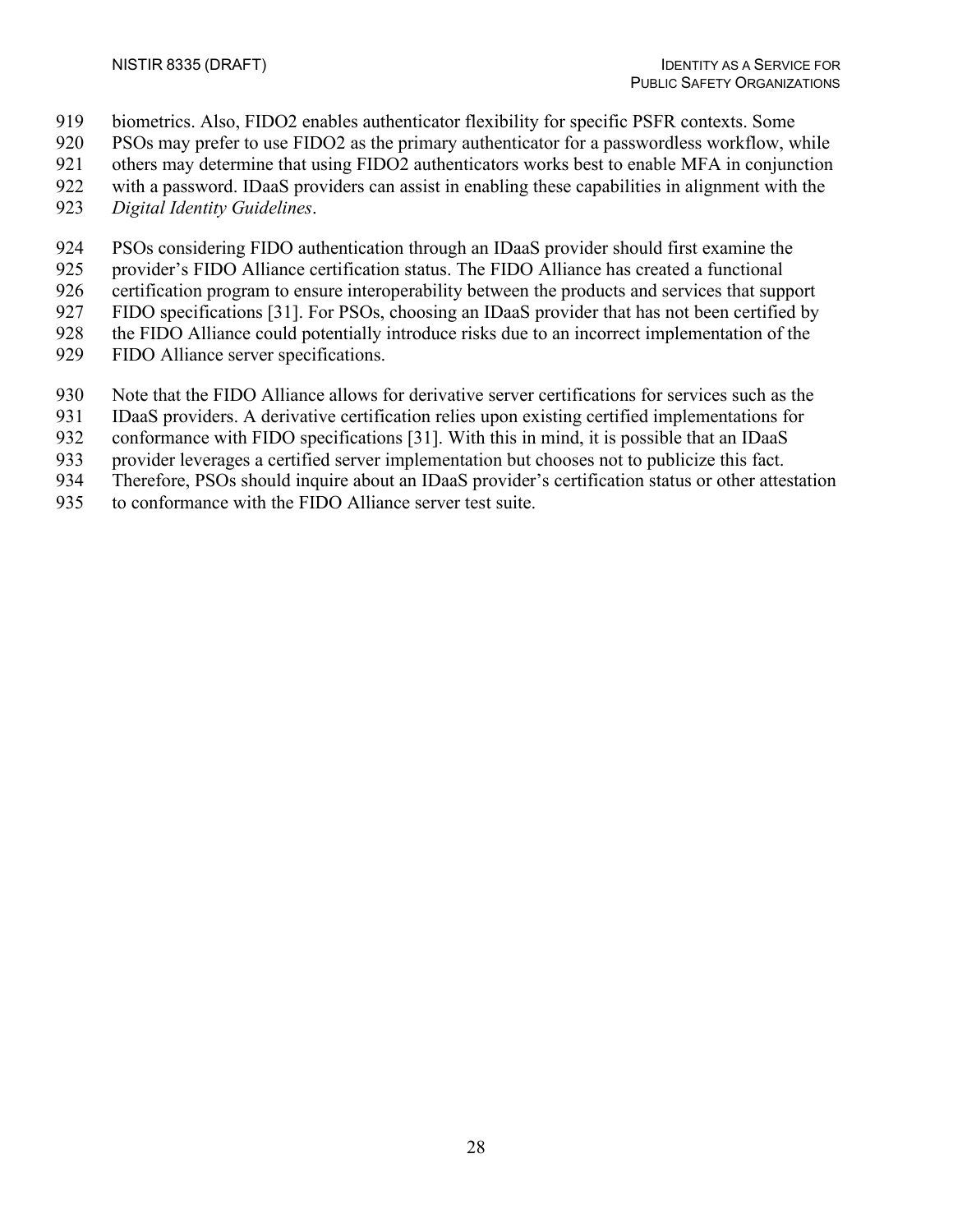biometrics. Also, FIDO2 enables authenticator flexibility for specific PSFR contexts. Some PSOs may prefer to use FIDO2 as the primary authenticator for a passwordless workflow, while others may determine that using FIDO2 authenticators works best to enable MFA in conjunction with a password. IDaaS providers can assist in enabling these capabilities in alignment with the *Digital Identity Guidelines*.

PSOs considering FIDO authentication through an IDaaS provider should first examine the provider's FIDO Alliance certification status. The FIDO Alliance has created a functional certification program to ensure interoperability between the products and services that support FIDO specifications [31]. For PSOs, choosing an IDaaS provider that has not been certified by the FIDO Alliance could potentially introduce risks due to an incorrect implementation of the FIDO Alliance server specifications.

Note that the FIDO Alliance allows for derivative server certifications for services such as the IDaaS providers. A derivative certification relies upon existing certified implementations for conformance with FIDO specifications [31]. With this in mind, it is possible that an IDaaS provider leverages a certified server implementation but chooses not to publicize this fact. Therefore, PSOs should inquire about an IDaaS provider's certification status or other attestation to conformance with the FIDO Alliance server test suite.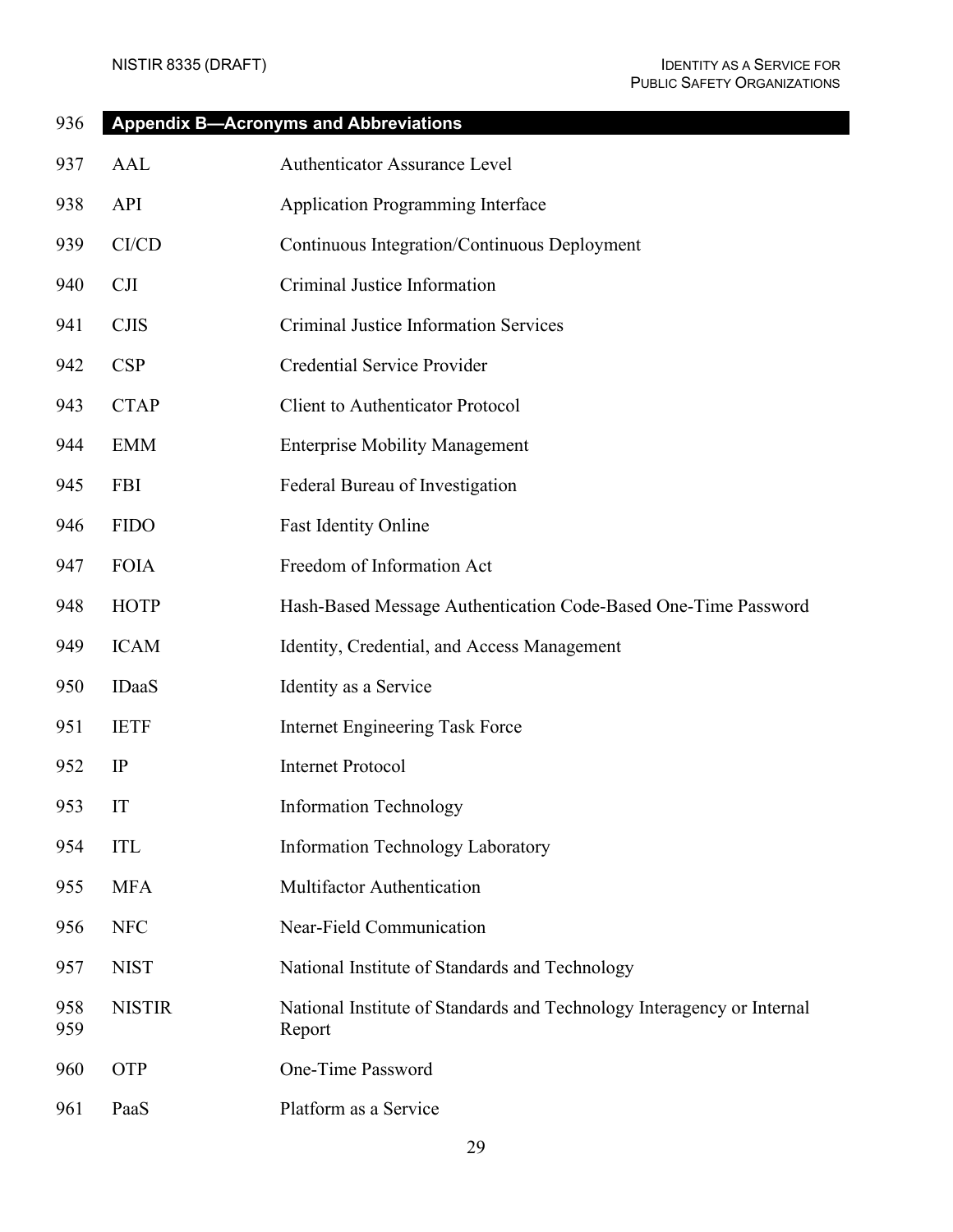## Appendix B—Acronyms and Abbreviations

| | |
|---|---|
| AAL | Authenticator Assurance Level |
| API | Application Programming Interface |
| CI/CD | Continuous Integration/Continuous Deployment |
| CJI | Criminal Justice Information |
| CJIS | Criminal Justice Information Services |
| CSP | Credential Service Provider |
| CTAP | Client to Authenticator Protocol |
| EMM | Enterprise Mobility Management |
| FBI | Federal Bureau of Investigation |
| FIDO | Fast Identity Online |
| FOIA | Freedom of Information Act |
| HOTP | Hash-Based Message Authentication Code-Based One-Time Password |
| ICAM | Identity, Credential, and Access Management |
| IDaaS | Identity as a Service |
| IETF | Internet Engineering Task Force |
| IP | Internet Protocol |
| IT | Information Technology |
| ITL | Information Technology Laboratory |
| MFA | Multifactor Authentication |
| NFC | Near-Field Communication |
| NIST | National Institute of Standards and Technology |
| NISTIR | National Institute of Standards and Technology Interagency or Internal Report |
| OTP | One-Time Password |
| PaaS | Platform as a Service |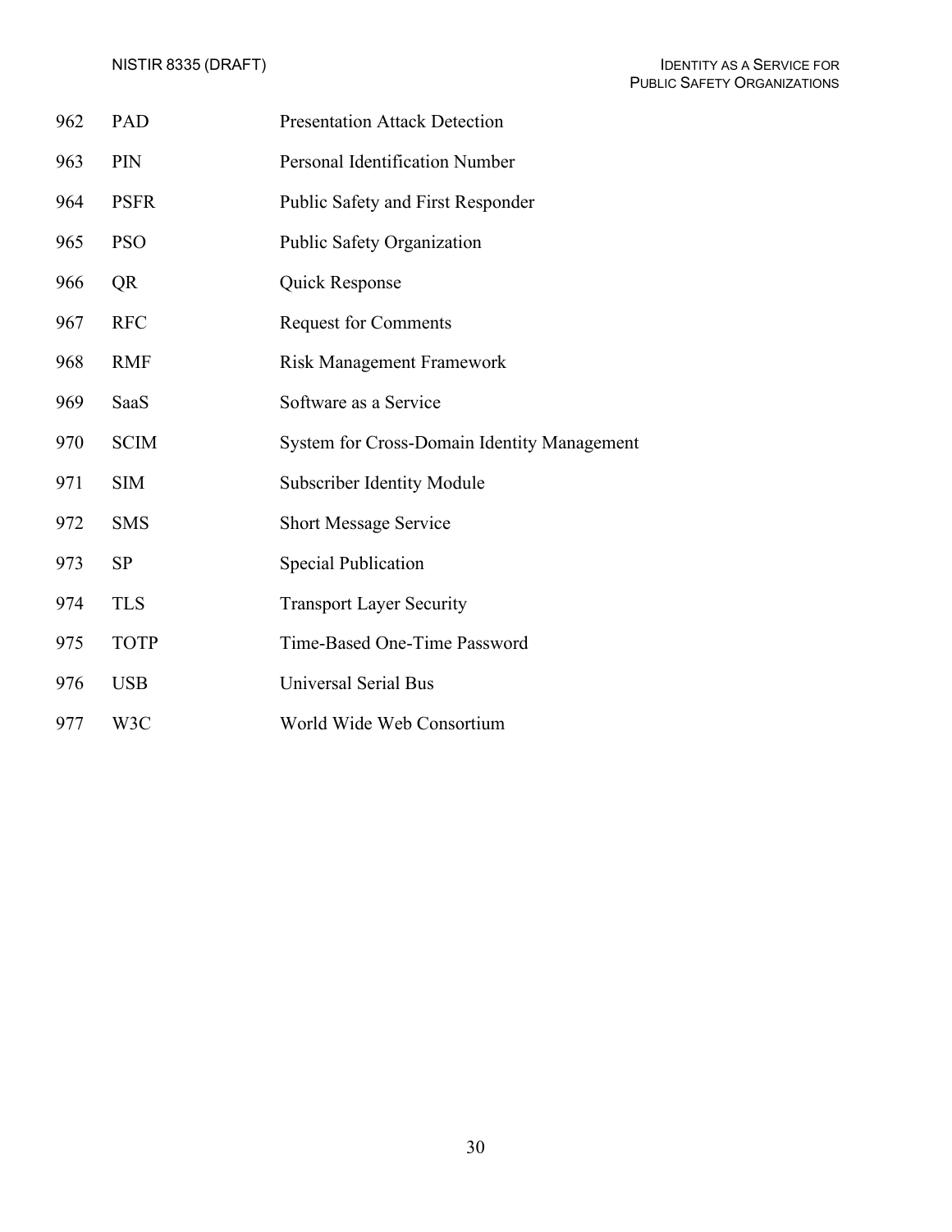| | |
|---|---|
| PAD | Presentation Attack Detection |
| PIN | Personal Identification Number |
| PSFR | Public Safety and First Responder |
| PSO | Public Safety Organization |
| QR | Quick Response |
| RFC | Request for Comments |
| RMF | Risk Management Framework |
| SaaS | Software as a Service |
| SCIM | System for Cross-Domain Identity Management |
| SIM | Subscriber Identity Module |
| SMS | Short Message Service |
| SP | Special Publication |
| TLS | Transport Layer Security |
| TOTP | Time-Based One-Time Password |
| USB | Universal Serial Bus |
| W3C | World Wide Web Consortium |